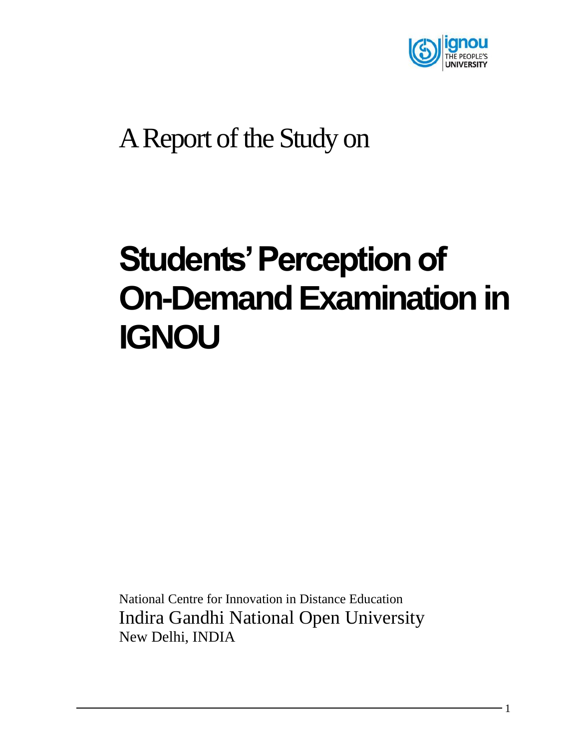A Report of the Study on

# Students' Perception of On-Demand Examination in IGNOU

National Centre for Innovation in Distance Education

Indira Gandhi National Open University

New Delhi, INDIA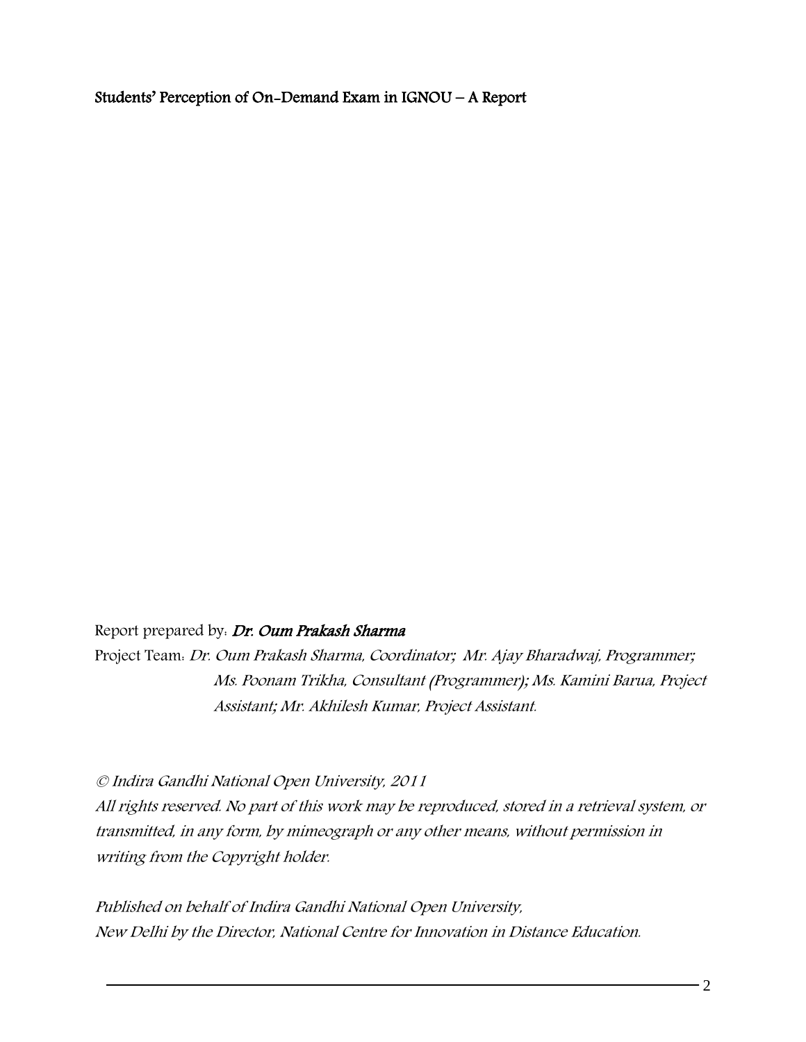**Students' Perception of On-Demand Exam in IGNOU – A Report**

Report prepared by: ***Dr. Oum Prakash Sharma***

Project Team: *Dr. Oum Prakash Sharma, Coordinator; Mr. Ajay Bharadwaj, Programmer; Ms. Poonam Trikha, Consultant (Programmer); Ms. Kamini Barua, Project Assistant; Mr. Akhilesh Kumar, Project Assistant.*

*© Indira Gandhi National Open University, 2011*

*All rights reserved. No part of this work may be reproduced, stored in a retrieval system, or transmitted, in any form, by mimeograph or any other means, without permission in writing from the Copyright holder.*

*Published on behalf of Indira Gandhi National Open University, New Delhi by the Director, National Centre for Innovation in Distance Education.*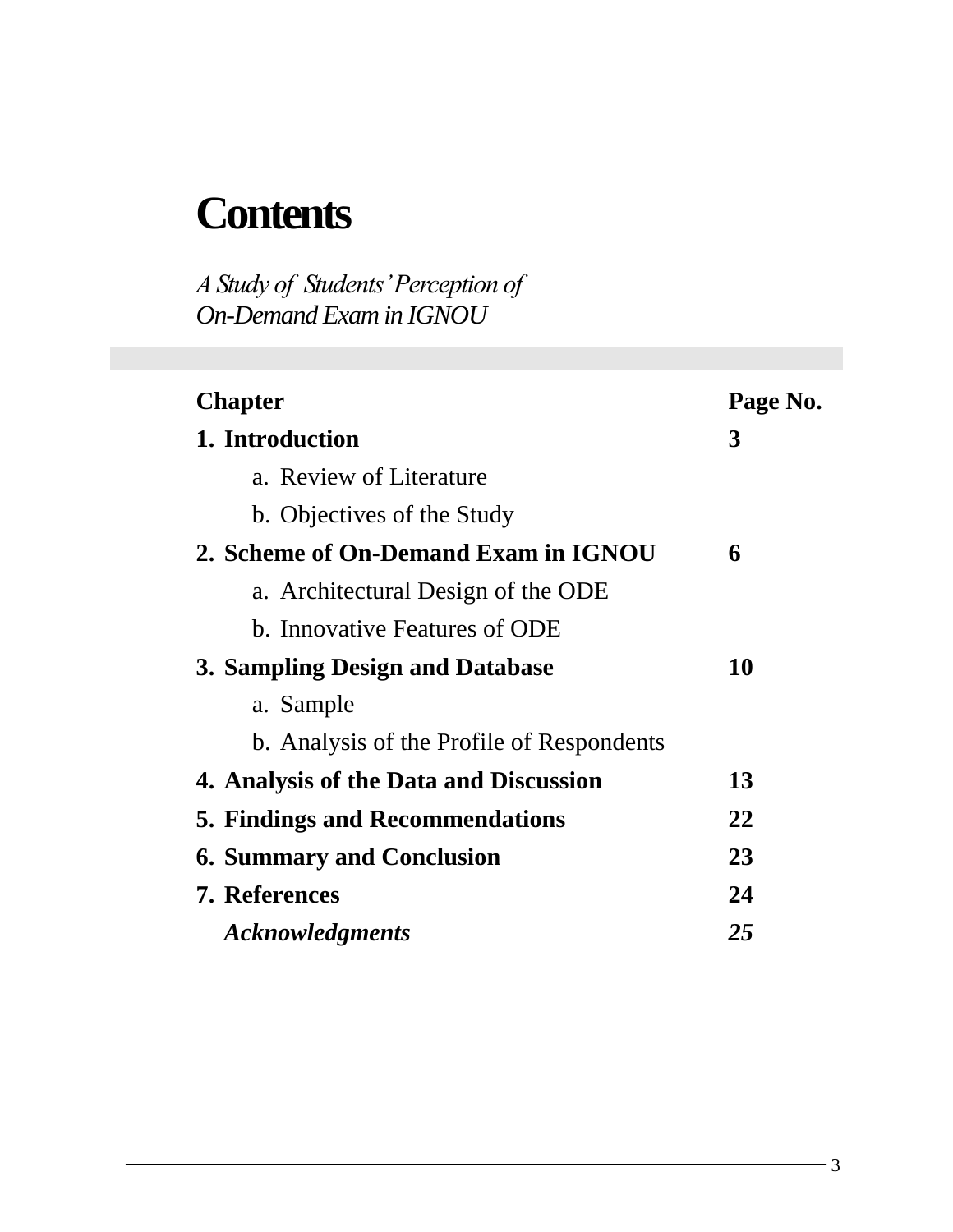# Contents

*A Study of Students' Perception of On-Demand Exam in IGNOU*

| Chapter | Page No. |
|---|---|
| **1. Introduction** | **3** |
| a. Review of Literature | |
| b. Objectives of the Study | |
| **2. Scheme of On-Demand Exam in IGNOU** | **6** |
| a. Architectural Design of the ODE | |
| b. Innovative Features of ODE | |
| **3. Sampling Design and Database** | **10** |
| a. Sample | |
| b. Analysis of the Profile of Respondents | |
| **4. Analysis of the Data and Discussion** | **13** |
| **5. Findings and Recommendations** | **22** |
| **6. Summary and Conclusion** | **23** |
| **7. References** | **24** |
| ***Acknowledgments*** | ***25*** |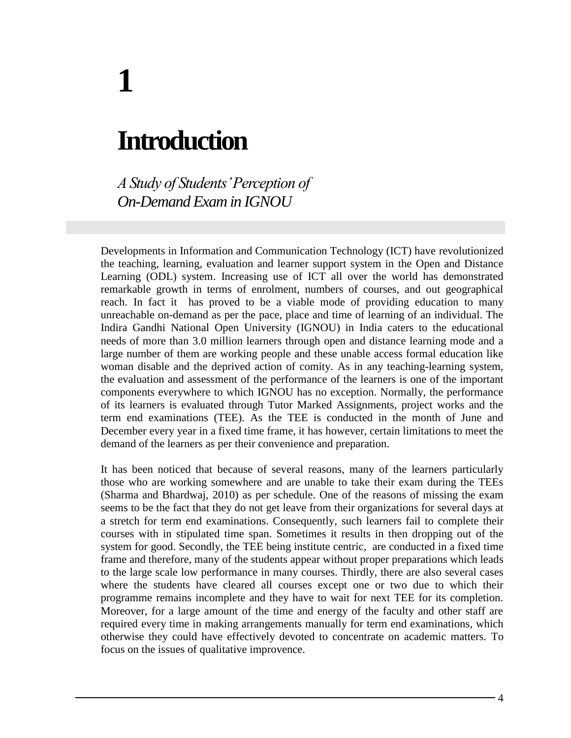# 1

# Introduction

*A Study of Students' Perception of On-Demand Exam in IGNOU*

Developments in Information and Communication Technology (ICT) have revolutionized the teaching, learning, evaluation and learner support system in the Open and Distance Learning (ODL) system. Increasing use of ICT all over the world has demonstrated remarkable growth in terms of enrolment, numbers of courses, and out geographical reach. In fact it has proved to be a viable mode of providing education to many unreachable on-demand as per the pace, place and time of learning of an individual. The Indira Gandhi National Open University (IGNOU) in India caters to the educational needs of more than 3.0 million learners through open and distance learning mode and a large number of them are working people and these unable access formal education like woman disable and the deprived action of comity. As in any teaching-learning system, the evaluation and assessment of the performance of the learners is one of the important components everywhere to which IGNOU has no exception. Normally, the performance of its learners is evaluated through Tutor Marked Assignments, project works and the term end examinations (TEE). As the TEE is conducted in the month of June and December every year in a fixed time frame, it has however, certain limitations to meet the demand of the learners as per their convenience and preparation.

It has been noticed that because of several reasons, many of the learners particularly those who are working somewhere and are unable to take their exam during the TEEs (Sharma and Bhardwaj, 2010) as per schedule. One of the reasons of missing the exam seems to be the fact that they do not get leave from their organizations for several days at a stretch for term end examinations. Consequently, such learners fail to complete their courses with in stipulated time span. Sometimes it results in then dropping out of the system for good. Secondly, the TEE being institute centric, are conducted in a fixed time frame and therefore, many of the students appear without proper preparations which leads to the large scale low performance in many courses. Thirdly, there are also several cases where the students have cleared all courses except one or two due to which their programme remains incomplete and they have to wait for next TEE for its completion. Moreover, for a large amount of the time and energy of the faculty and other staff are required every time in making arrangements manually for term end examinations, which otherwise they could have effectively devoted to concentrate on academic matters. To focus on the issues of qualitative improvence.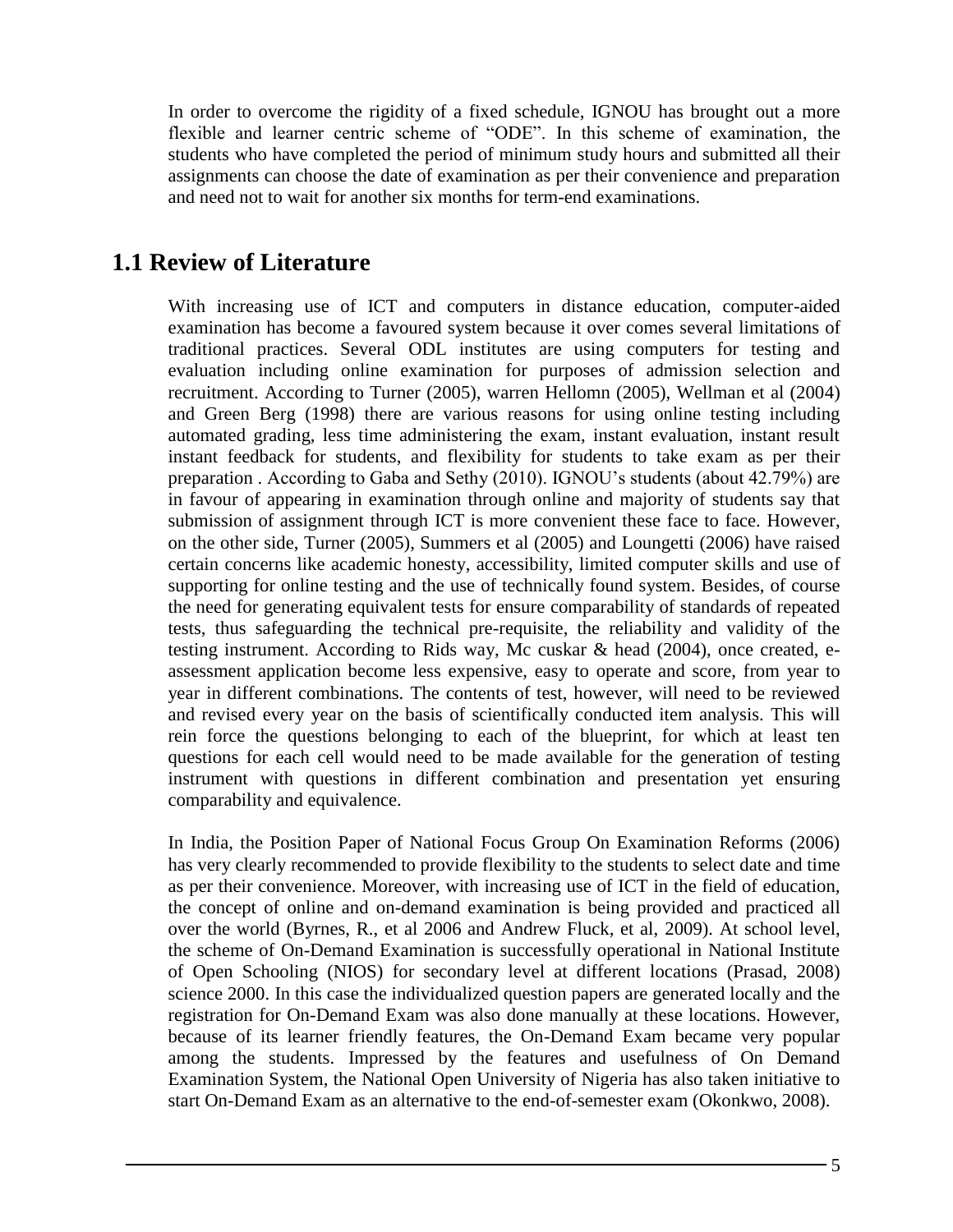In order to overcome the rigidity of a fixed schedule, IGNOU has brought out a more flexible and learner centric scheme of "ODE". In this scheme of examination, the students who have completed the period of minimum study hours and submitted all their assignments can choose the date of examination as per their convenience and preparation and need not to wait for another six months for term-end examinations.

## 1.1 Review of Literature

With increasing use of ICT and computers in distance education, computer-aided examination has become a favoured system because it over comes several limitations of traditional practices. Several ODL institutes are using computers for testing and evaluation including online examination for purposes of admission selection and recruitment. According to Turner (2005), warren Hellomn (2005), Wellman et al (2004) and Green Berg (1998) there are various reasons for using online testing including automated grading, less time administering the exam, instant evaluation, instant result instant feedback for students, and flexibility for students to take exam as per their preparation . According to Gaba and Sethy (2010). IGNOU's students (about 42.79%) are in favour of appearing in examination through online and majority of students say that submission of assignment through ICT is more convenient these face to face. However, on the other side, Turner (2005), Summers et al (2005) and Loungetti (2006) have raised certain concerns like academic honesty, accessibility, limited computer skills and use of supporting for online testing and the use of technically found system. Besides, of course the need for generating equivalent tests for ensure comparability of standards of repeated tests, thus safeguarding the technical pre-requisite, the reliability and validity of the testing instrument. According to Rids way, Mc cuskar & head (2004), once created, e-assessment application become less expensive, easy to operate and score, from year to year in different combinations. The contents of test, however, will need to be reviewed and revised every year on the basis of scientifically conducted item analysis. This will rein force the questions belonging to each of the blueprint, for which at least ten questions for each cell would need to be made available for the generation of testing instrument with questions in different combination and presentation yet ensuring comparability and equivalence.

In India, the Position Paper of National Focus Group On Examination Reforms (2006) has very clearly recommended to provide flexibility to the students to select date and time as per their convenience. Moreover, with increasing use of ICT in the field of education, the concept of online and on-demand examination is being provided and practiced all over the world (Byrnes, R., et al 2006 and Andrew Fluck, et al, 2009). At school level, the scheme of On-Demand Examination is successfully operational in National Institute of Open Schooling (NIOS) for secondary level at different locations (Prasad, 2008) science 2000. In this case the individualized question papers are generated locally and the registration for On-Demand Exam was also done manually at these locations. However, because of its learner friendly features, the On-Demand Exam became very popular among the students. Impressed by the features and usefulness of On Demand Examination System, the National Open University of Nigeria has also taken initiative to start On-Demand Exam as an alternative to the end-of-semester exam (Okonkwo, 2008).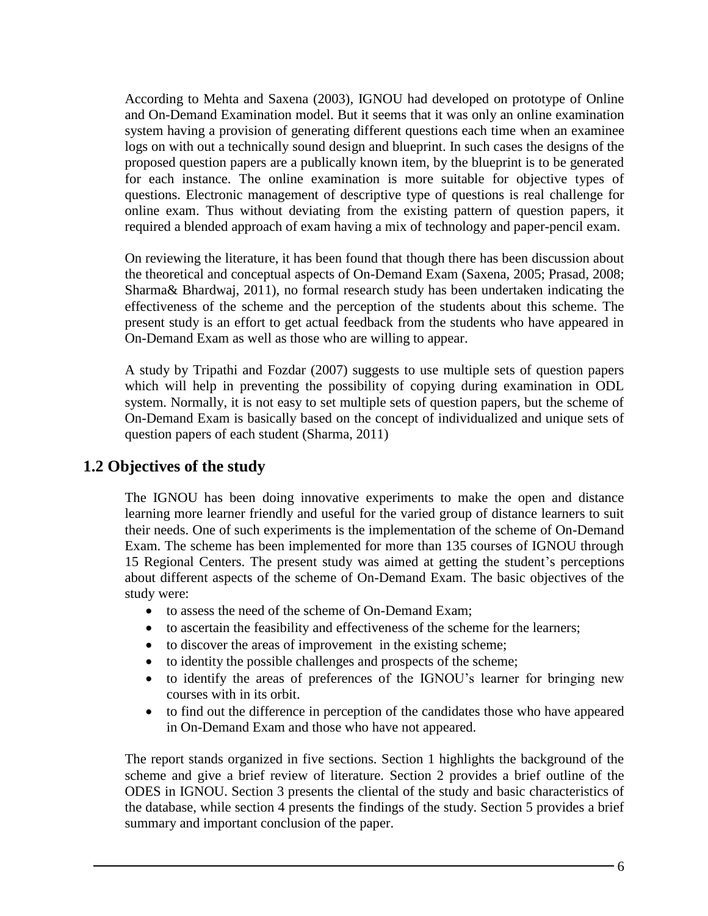According to Mehta and Saxena (2003), IGNOU had developed on prototype of Online and On-Demand Examination model. But it seems that it was only an online examination system having a provision of generating different questions each time when an examinee logs on with out a technically sound design and blueprint. In such cases the designs of the proposed question papers are a publically known item, by the blueprint is to be generated for each instance. The online examination is more suitable for objective types of questions. Electronic management of descriptive type of questions is real challenge for online exam. Thus without deviating from the existing pattern of question papers, it required a blended approach of exam having a mix of technology and paper-pencil exam.

On reviewing the literature, it has been found that though there has been discussion about the theoretical and conceptual aspects of On-Demand Exam (Saxena, 2005; Prasad, 2008; Sharma& Bhardwaj, 2011), no formal research study has been undertaken indicating the effectiveness of the scheme and the perception of the students about this scheme. The present study is an effort to get actual feedback from the students who have appeared in On-Demand Exam as well as those who are willing to appear.

A study by Tripathi and Fozdar (2007) suggests to use multiple sets of question papers which will help in preventing the possibility of copying during examination in ODL system. Normally, it is not easy to set multiple sets of question papers, but the scheme of On-Demand Exam is basically based on the concept of individualized and unique sets of question papers of each student (Sharma, 2011)

## 1.2 Objectives of the study

The IGNOU has been doing innovative experiments to make the open and distance learning more learner friendly and useful for the varied group of distance learners to suit their needs. One of such experiments is the implementation of the scheme of On-Demand Exam. The scheme has been implemented for more than 135 courses of IGNOU through 15 Regional Centers. The present study was aimed at getting the student's perceptions about different aspects of the scheme of On-Demand Exam. The basic objectives of the study were:

- to assess the need of the scheme of On-Demand Exam;
- to ascertain the feasibility and effectiveness of the scheme for the learners;
- to discover the areas of improvement in the existing scheme;
- to identity the possible challenges and prospects of the scheme;
- to identify the areas of preferences of the IGNOU's learner for bringing new courses with in its orbit.
- to find out the difference in perception of the candidates those who have appeared in On-Demand Exam and those who have not appeared.

The report stands organized in five sections. Section 1 highlights the background of the scheme and give a brief review of literature. Section 2 provides a brief outline of the ODES in IGNOU. Section 3 presents the cliental of the study and basic characteristics of the database, while section 4 presents the findings of the study. Section 5 provides a brief summary and important conclusion of the paper.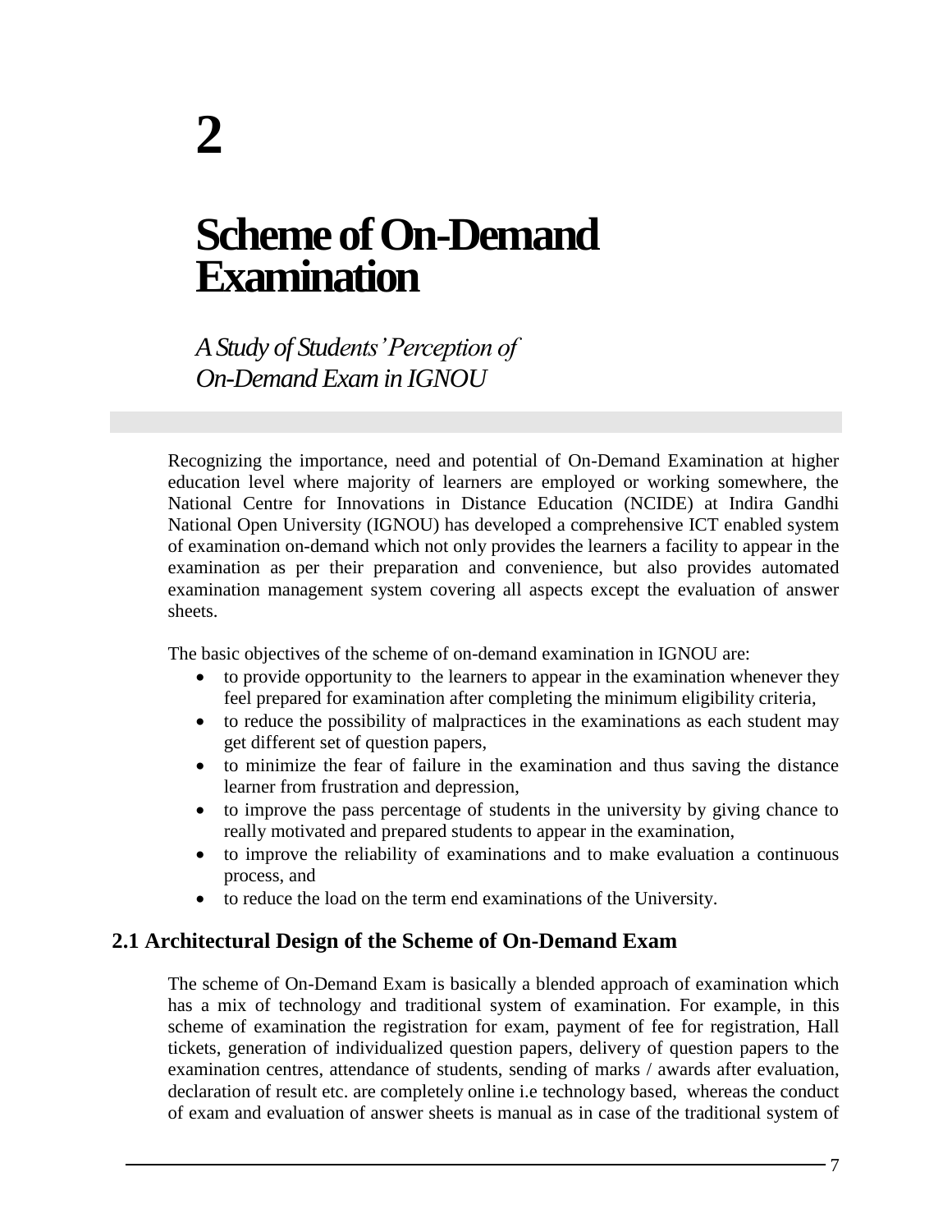# 2

# Scheme of On-Demand Examination

*A Study of Students' Perception of On-Demand Exam in IGNOU*

Recognizing the importance, need and potential of On-Demand Examination at higher education level where majority of learners are employed or working somewhere, the National Centre for Innovations in Distance Education (NCIDE) at Indira Gandhi National Open University (IGNOU) has developed a comprehensive ICT enabled system of examination on-demand which not only provides the learners a facility to appear in the examination as per their preparation and convenience, but also provides automated examination management system covering all aspects except the evaluation of answer sheets.

The basic objectives of the scheme of on-demand examination in IGNOU are:

- to provide opportunity to the learners to appear in the examination whenever they feel prepared for examination after completing the minimum eligibility criteria,
- to reduce the possibility of malpractices in the examinations as each student may get different set of question papers,
- to minimize the fear of failure in the examination and thus saving the distance learner from frustration and depression,
- to improve the pass percentage of students in the university by giving chance to really motivated and prepared students to appear in the examination,
- to improve the reliability of examinations and to make evaluation a continuous process, and
- to reduce the load on the term end examinations of the University.

## 2.1 Architectural Design of the Scheme of On-Demand Exam

The scheme of On-Demand Exam is basically a blended approach of examination which has a mix of technology and traditional system of examination. For example, in this scheme of examination the registration for exam, payment of fee for registration, Hall tickets, generation of individualized question papers, delivery of question papers to the examination centres, attendance of students, sending of marks / awards after evaluation, declaration of result etc. are completely online i.e technology based, whereas the conduct of exam and evaluation of answer sheets is manual as in case of the traditional system of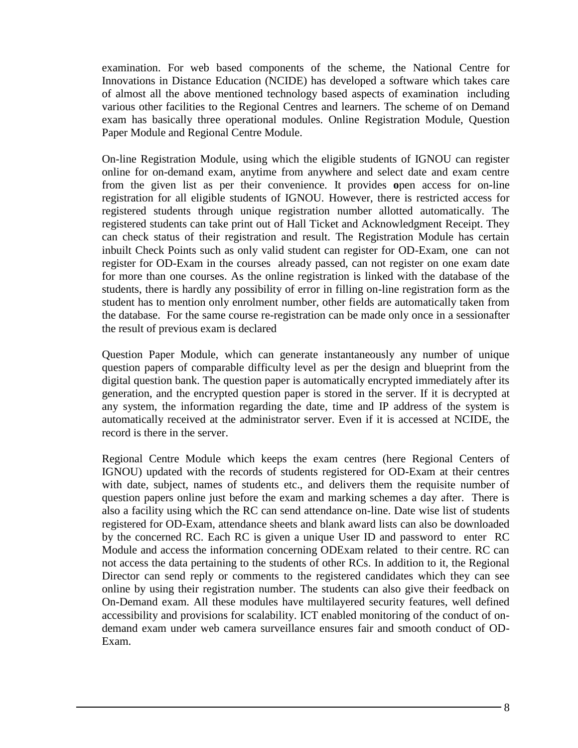examination. For web based components of the scheme, the National Centre for Innovations in Distance Education (NCIDE) has developed a software which takes care of almost all the above mentioned technology based aspects of examination including various other facilities to the Regional Centres and learners. The scheme of on Demand exam has basically three operational modules. Online Registration Module, Question Paper Module and Regional Centre Module.

On-line Registration Module, using which the eligible students of IGNOU can register online for on-demand exam, anytime from anywhere and select date and exam centre from the given list as per their convenience. It provides **o**pen access for on-line registration for all eligible students of IGNOU. However, there is restricted access for registered students through unique registration number allotted automatically. The registered students can take print out of Hall Ticket and Acknowledgment Receipt. They can check status of their registration and result. The Registration Module has certain inbuilt Check Points such as only valid student can register for OD-Exam, one can not register for OD-Exam in the courses already passed, can not register on one exam date for more than one courses. As the online registration is linked with the database of the students, there is hardly any possibility of error in filling on-line registration form as the student has to mention only enrolment number, other fields are automatically taken from the database. For the same course re-registration can be made only once in a sessionafter the result of previous exam is declared

Question Paper Module, which can generate instantaneously any number of unique question papers of comparable difficulty level as per the design and blueprint from the digital question bank. The question paper is automatically encrypted immediately after its generation, and the encrypted question paper is stored in the server. If it is decrypted at any system, the information regarding the date, time and IP address of the system is automatically received at the administrator server. Even if it is accessed at NCIDE, the record is there in the server.

Regional Centre Module which keeps the exam centres (here Regional Centers of IGNOU) updated with the records of students registered for OD-Exam at their centres with date, subject, names of students etc., and delivers them the requisite number of question papers online just before the exam and marking schemes a day after. There is also a facility using which the RC can send attendance on-line. Date wise list of students registered for OD-Exam, attendance sheets and blank award lists can also be downloaded by the concerned RC. Each RC is given a unique User ID and password to enter RC Module and access the information concerning ODExam related to their centre. RC can not access the data pertaining to the students of other RCs. In addition to it, the Regional Director can send reply or comments to the registered candidates which they can see online by using their registration number. The students can also give their feedback on On-Demand exam. All these modules have multilayered security features, well defined accessibility and provisions for scalability. ICT enabled monitoring of the conduct of on-demand exam under web camera surveillance ensures fair and smooth conduct of OD-Exam.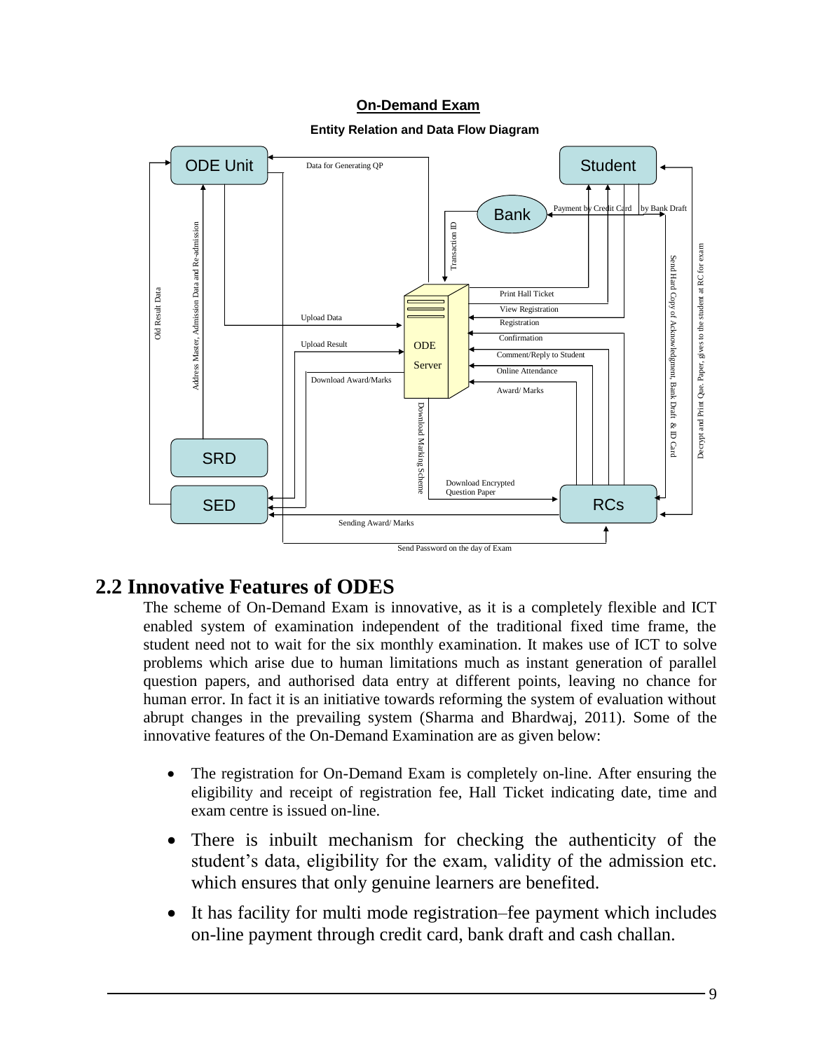**On-Demand Exam**

**Entity Relation and Data Flow Diagram**

## 2.2 Innovative Features of ODES

The scheme of On-Demand Exam is innovative, as it is a completely flexible and ICT enabled system of examination independent of the traditional fixed time frame, the student need not to wait for the six monthly examination. It makes use of ICT to solve problems which arise due to human limitations much as instant generation of parallel question papers, and authorised data entry at different points, leaving no chance for human error. In fact it is an initiative towards reforming the system of evaluation without abrupt changes in the prevailing system (Sharma and Bhardwaj, 2011). Some of the innovative features of the On-Demand Examination are as given below:

- The registration for On-Demand Exam is completely on-line. After ensuring the eligibility and receipt of registration fee, Hall Ticket indicating date, time and exam centre is issued on-line.
- There is inbuilt mechanism for checking the authenticity of the student's data, eligibility for the exam, validity of the admission etc. which ensures that only genuine learners are benefited.
- It has facility for multi mode registration–fee payment which includes on-line payment through credit card, bank draft and cash challan.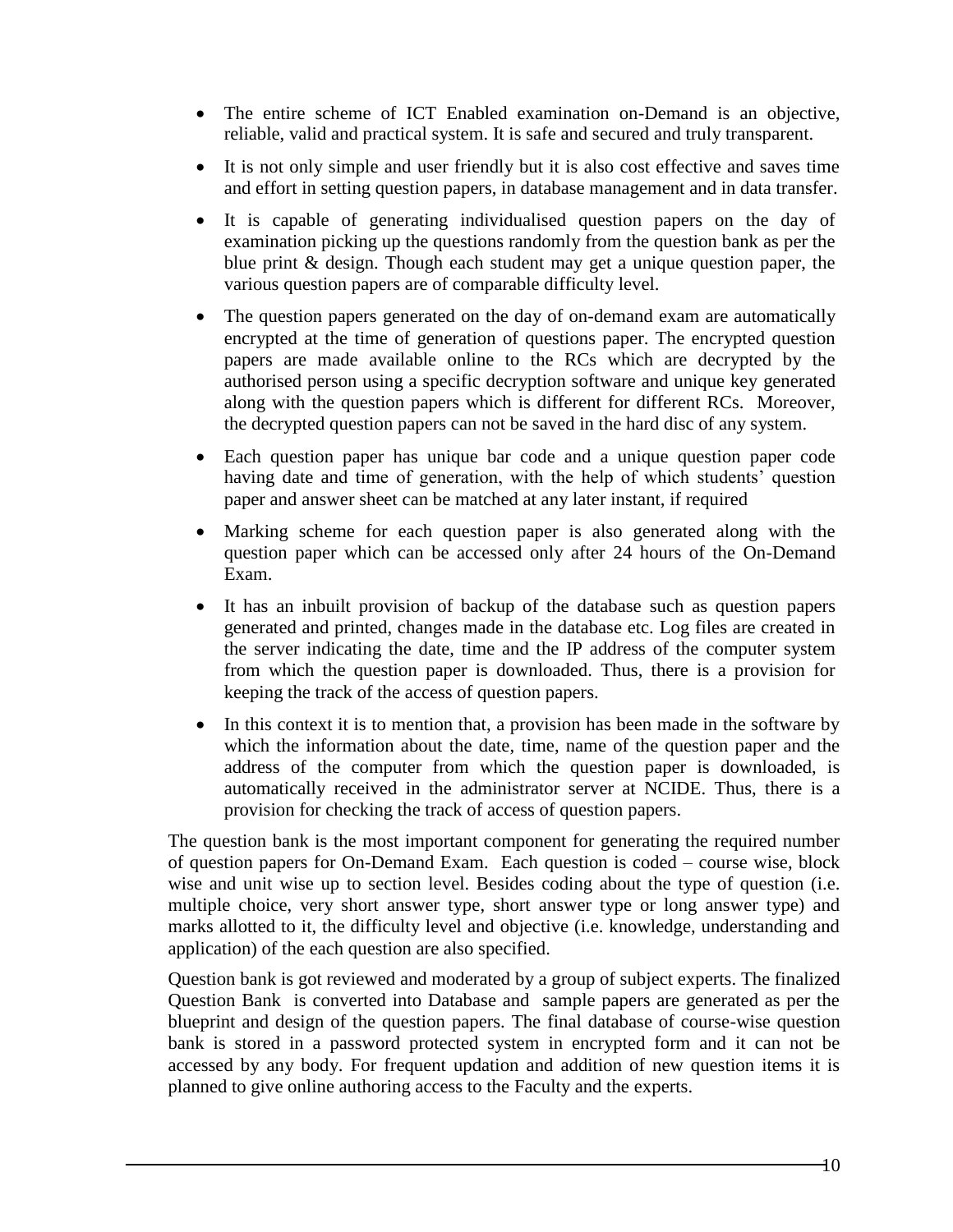- The entire scheme of ICT Enabled examination on-Demand is an objective, reliable, valid and practical system. It is safe and secured and truly transparent.
- It is not only simple and user friendly but it is also cost effective and saves time and effort in setting question papers, in database management and in data transfer.
- It is capable of generating individualised question papers on the day of examination picking up the questions randomly from the question bank as per the blue print & design. Though each student may get a unique question paper, the various question papers are of comparable difficulty level.
- The question papers generated on the day of on-demand exam are automatically encrypted at the time of generation of questions paper. The encrypted question papers are made available online to the RCs which are decrypted by the authorised person using a specific decryption software and unique key generated along with the question papers which is different for different RCs. Moreover, the decrypted question papers can not be saved in the hard disc of any system.
- Each question paper has unique bar code and a unique question paper code having date and time of generation, with the help of which students' question paper and answer sheet can be matched at any later instant, if required
- Marking scheme for each question paper is also generated along with the question paper which can be accessed only after 24 hours of the On-Demand Exam.
- It has an inbuilt provision of backup of the database such as question papers generated and printed, changes made in the database etc. Log files are created in the server indicating the date, time and the IP address of the computer system from which the question paper is downloaded. Thus, there is a provision for keeping the track of the access of question papers.
- In this context it is to mention that, a provision has been made in the software by which the information about the date, time, name of the question paper and the address of the computer from which the question paper is downloaded, is automatically received in the administrator server at NCIDE. Thus, there is a provision for checking the track of access of question papers.

The question bank is the most important component for generating the required number of question papers for On-Demand Exam. Each question is coded – course wise, block wise and unit wise up to section level. Besides coding about the type of question (i.e. multiple choice, very short answer type, short answer type or long answer type) and marks allotted to it, the difficulty level and objective (i.e. knowledge, understanding and application) of the each question are also specified.

Question bank is got reviewed and moderated by a group of subject experts. The finalized Question Bank is converted into Database and sample papers are generated as per the blueprint and design of the question papers. The final database of course-wise question bank is stored in a password protected system in encrypted form and it can not be accessed by any body. For frequent updation and addition of new question items it is planned to give online authoring access to the Faculty and the experts.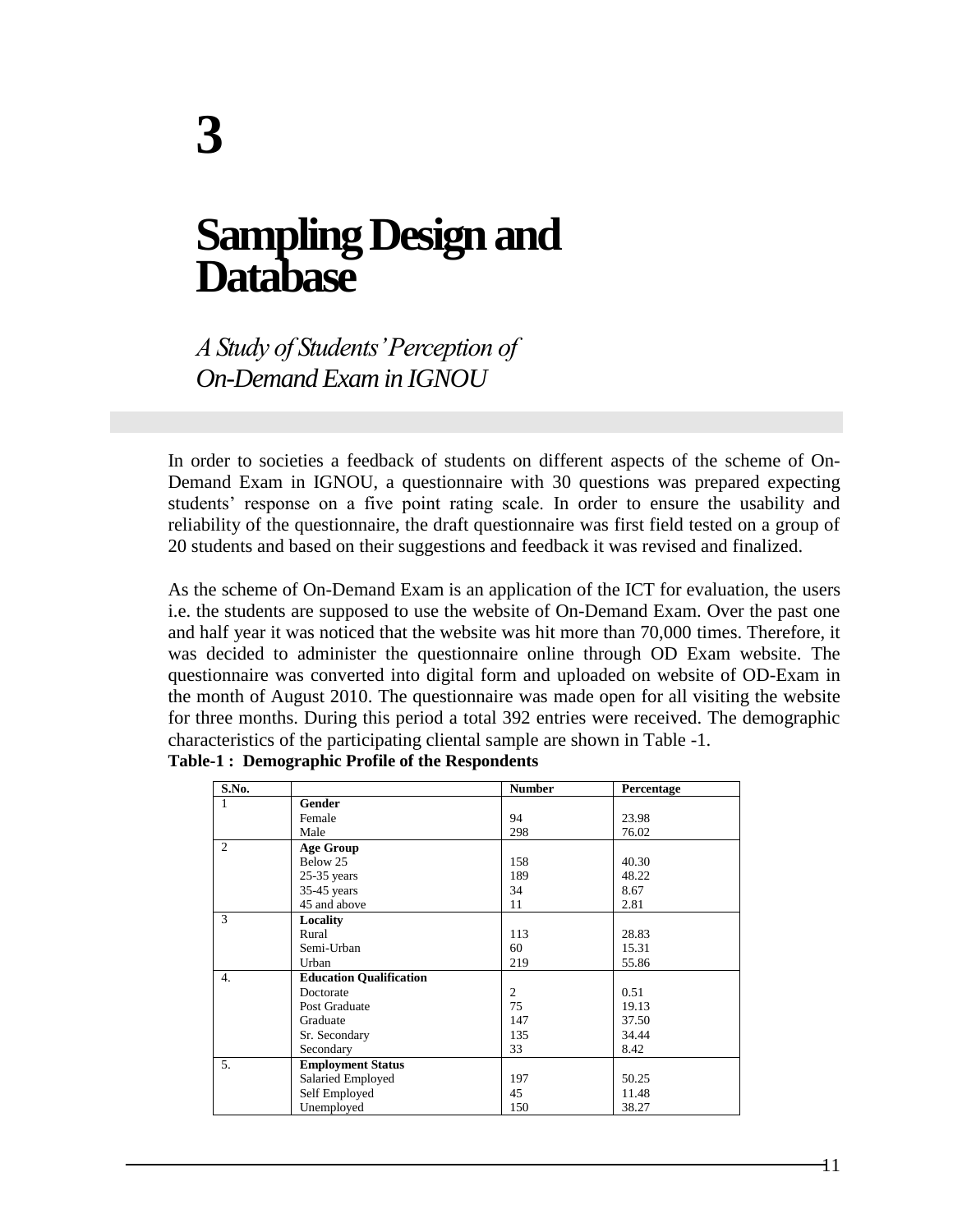# 3

# Sampling Design and Database

*A Study of Students' Perception of On-Demand Exam in IGNOU*

In order to societies a feedback of students on different aspects of the scheme of On-Demand Exam in IGNOU, a questionnaire with 30 questions was prepared expecting students' response on a five point rating scale. In order to ensure the usability and reliability of the questionnaire, the draft questionnaire was first field tested on a group of 20 students and based on their suggestions and feedback it was revised and finalized.

As the scheme of On-Demand Exam is an application of the ICT for evaluation, the users i.e. the students are supposed to use the website of On-Demand Exam. Over the past one and half year it was noticed that the website was hit more than 70,000 times. Therefore, it was decided to administer the questionnaire online through OD Exam website. The questionnaire was converted into digital form and uploaded on website of OD-Exam in the month of August 2010. The questionnaire was made open for all visiting the website for three months. During this period a total 392 entries were received. The demographic characteristics of the participating cliental sample are shown in Table -1.

**Table-1 : Demographic Profile of the Respondents**

| S.No. | | Number | Percentage |
|---|---|---|---|
| 1 | **Gender** | | |
| | Female | 94 | 23.98 |
| | Male | 298 | 76.02 |
| 2 | **Age Group** | | |
| | Below 25 | 158 | 40.30 |
| | 25-35 years | 189 | 48.22 |
| | 35-45 years | 34 | 8.67 |
| | 45 and above | 11 | 2.81 |
| 3 | **Locality** | | |
| | Rural | 113 | 28.83 |
| | Semi-Urban | 60 | 15.31 |
| | Urban | 219 | 55.86 |
| 4. | **Education Qualification** | | |
| | Doctorate | 2 | 0.51 |
| | Post Graduate | 75 | 19.13 |
| | Graduate | 147 | 37.50 |
| | Sr. Secondary | 135 | 34.44 |
| | Secondary | 33 | 8.42 |
| 5. | **Employment Status** | | |
| | Salaried Employed | 197 | 50.25 |
| | Self Employed | 45 | 11.48 |
| | Unemployed | 150 | 38.27 |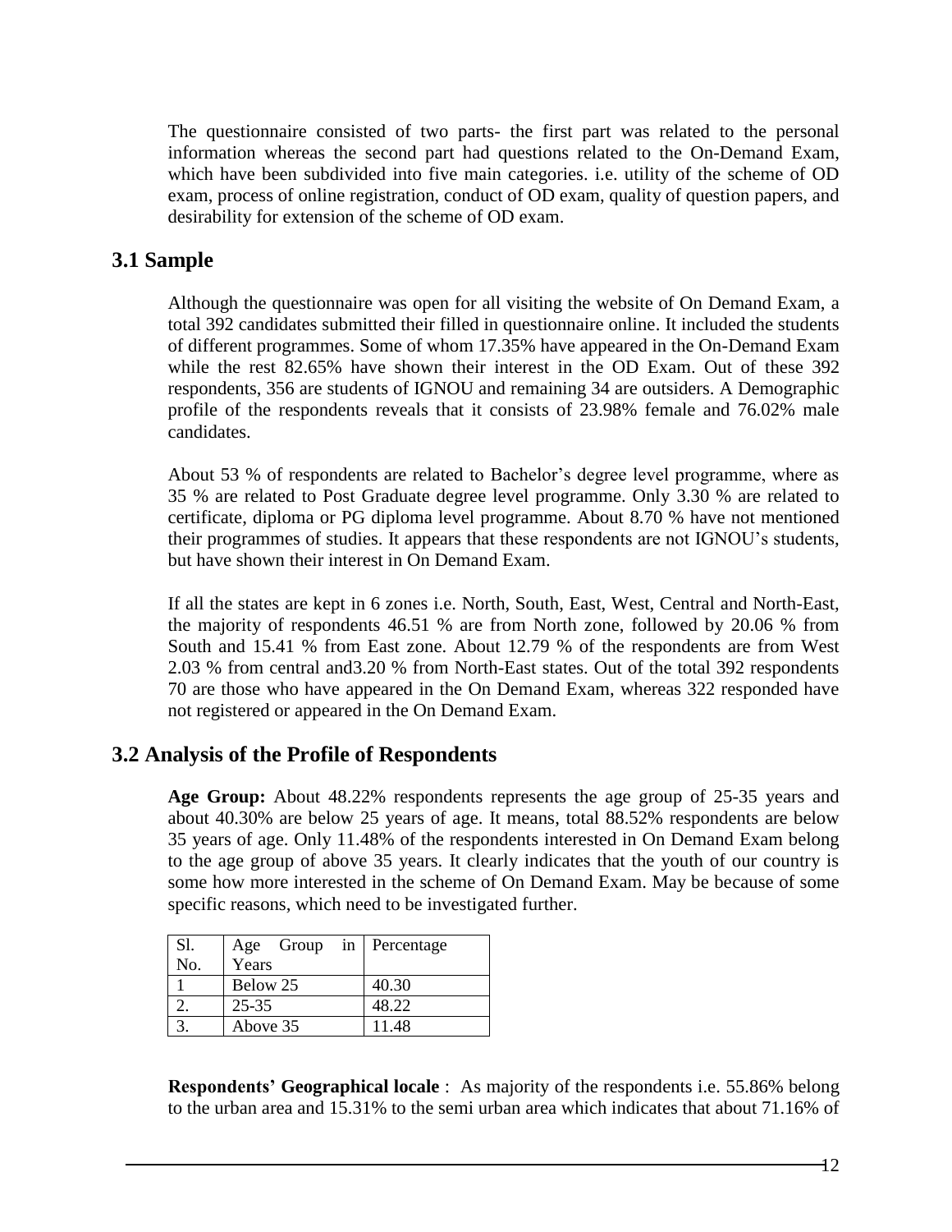The questionnaire consisted of two parts- the first part was related to the personal information whereas the second part had questions related to the On-Demand Exam, which have been subdivided into five main categories. i.e. utility of the scheme of OD exam, process of online registration, conduct of OD exam, quality of question papers, and desirability for extension of the scheme of OD exam.

## 3.1 Sample

Although the questionnaire was open for all visiting the website of On Demand Exam, a total 392 candidates submitted their filled in questionnaire online. It included the students of different programmes. Some of whom 17.35% have appeared in the On-Demand Exam while the rest 82.65% have shown their interest in the OD Exam. Out of these 392 respondents, 356 are students of IGNOU and remaining 34 are outsiders. A Demographic profile of the respondents reveals that it consists of 23.98% female and 76.02% male candidates.

About 53 % of respondents are related to Bachelor's degree level programme, where as 35 % are related to Post Graduate degree level programme. Only 3.30 % are related to certificate, diploma or PG diploma level programme. About 8.70 % have not mentioned their programmes of studies. It appears that these respondents are not IGNOU's students, but have shown their interest in On Demand Exam.

If all the states are kept in 6 zones i.e. North, South, East, West, Central and North-East, the majority of respondents 46.51 % are from North zone, followed by 20.06 % from South and 15.41 % from East zone. About 12.79 % of the respondents are from West 2.03 % from central and3.20 % from North-East states. Out of the total 392 respondents 70 are those who have appeared in the On Demand Exam, whereas 322 responded have not registered or appeared in the On Demand Exam.

## 3.2 Analysis of the Profile of Respondents

**Age Group:** About 48.22% respondents represents the age group of 25-35 years and about 40.30% are below 25 years of age. It means, total 88.52% respondents are below 35 years of age. Only 11.48% of the respondents interested in On Demand Exam belong to the age group of above 35 years. It clearly indicates that the youth of our country is some how more interested in the scheme of On Demand Exam. May be because of some specific reasons, which need to be investigated further.

| Sl. No. | Age Group in Years | Percentage |
|---|---|---|
| 1 | Below 25 | 40.30 |
| 2. | 25-35 | 48.22 |
| 3. | Above 35 | 11.48 |

**Respondents' Geographical locale** : As majority of the respondents i.e. 55.86% belong to the urban area and 15.31% to the semi urban area which indicates that about 71.16% of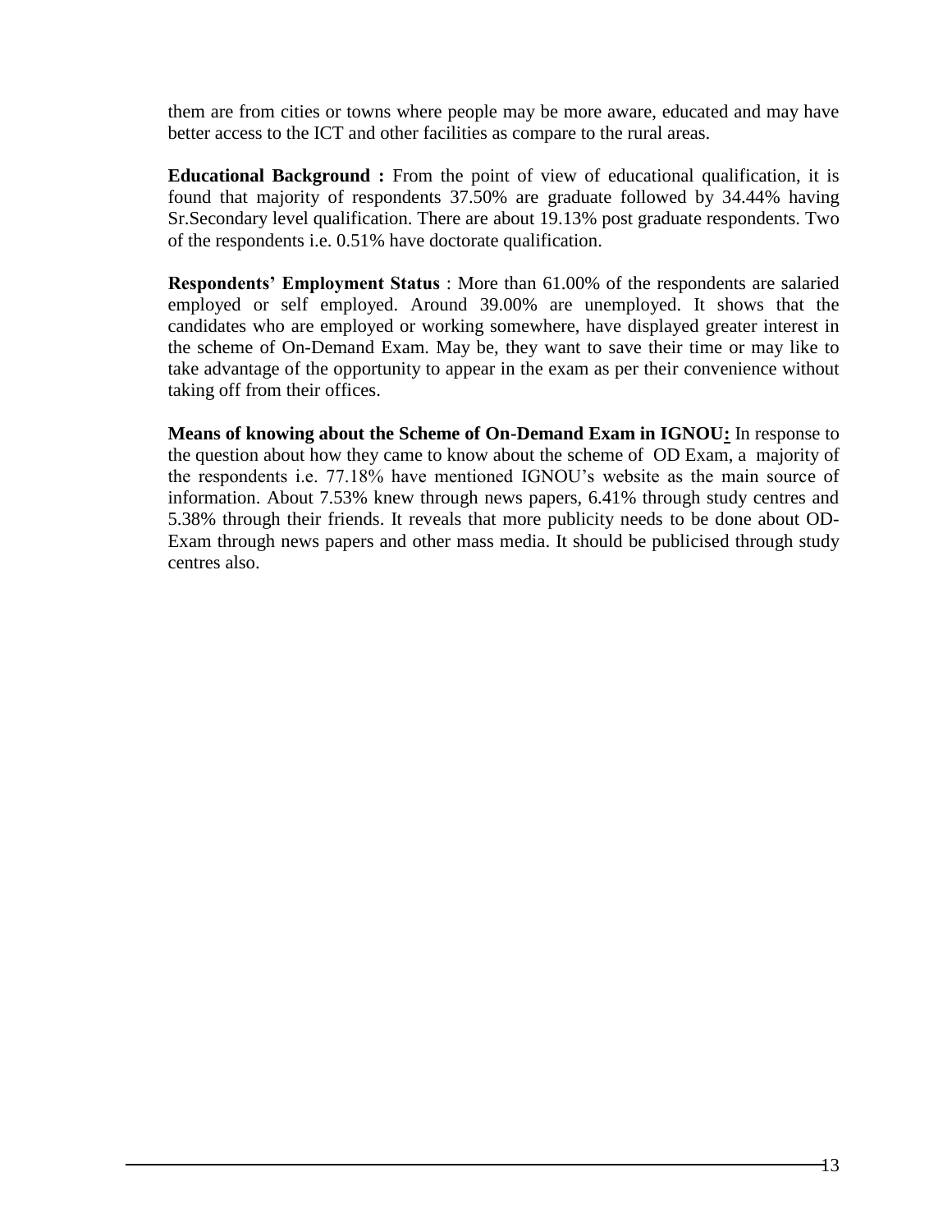them are from cities or towns where people may be more aware, educated and may have better access to the ICT and other facilities as compare to the rural areas.

**Educational Background :** From the point of view of educational qualification, it is found that majority of respondents 37.50% are graduate followed by 34.44% having Sr.Secondary level qualification. There are about 19.13% post graduate respondents. Two of the respondents i.e. 0.51% have doctorate qualification.

**Respondents' Employment Status** : More than 61.00% of the respondents are salaried employed or self employed. Around 39.00% are unemployed. It shows that the candidates who are employed or working somewhere, have displayed greater interest in the scheme of On-Demand Exam. May be, they want to save their time or may like to take advantage of the opportunity to appear in the exam as per their convenience without taking off from their offices.

**Means of knowing about the Scheme of On-Demand Exam in IGNOU:** In response to the question about how they came to know about the scheme of OD Exam, a majority of the respondents i.e. 77.18% have mentioned IGNOU's website as the main source of information. About 7.53% knew through news papers, 6.41% through study centres and 5.38% through their friends. It reveals that more publicity needs to be done about OD-Exam through news papers and other mass media. It should be publicised through study centres also.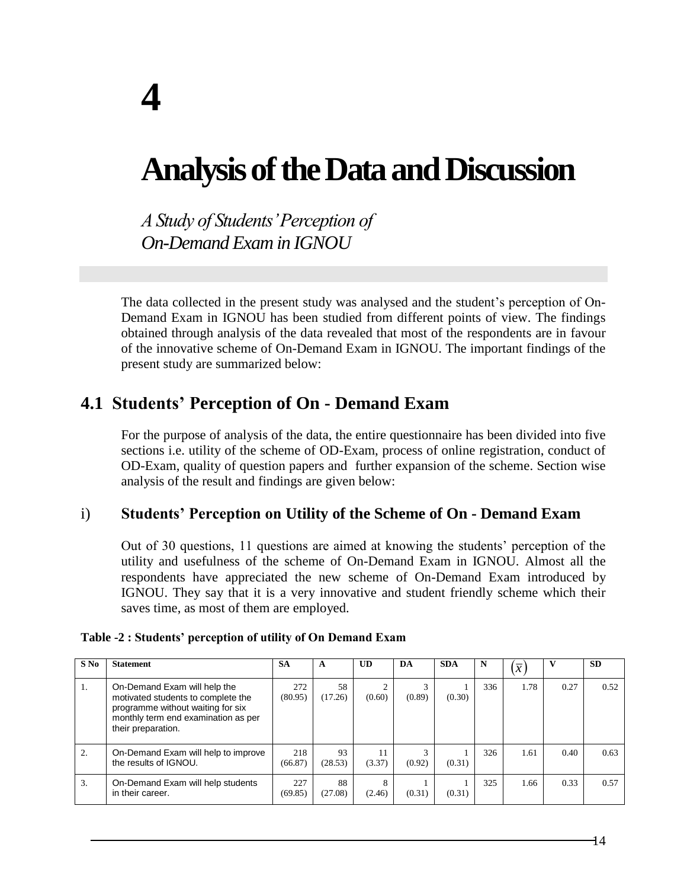# 4

# Analysis of the Data and Discussion

*A Study of Students' Perception of On-Demand Exam in IGNOU*

The data collected in the present study was analysed and the student's perception of On-Demand Exam in IGNOU has been studied from different points of view. The findings obtained through analysis of the data revealed that most of the respondents are in favour of the innovative scheme of On-Demand Exam in IGNOU. The important findings of the present study are summarized below:

## 4.1 Students' Perception of On - Demand Exam

For the purpose of analysis of the data, the entire questionnaire has been divided into five sections i.e. utility of the scheme of OD-Exam, process of online registration, conduct of OD-Exam, quality of question papers and further expansion of the scheme. Section wise analysis of the result and findings are given below:

### i) Students' Perception on Utility of the Scheme of On - Demand Exam

Out of 30 questions, 11 questions are aimed at knowing the students' perception of the utility and usefulness of the scheme of On-Demand Exam in IGNOU. Almost all the respondents have appreciated the new scheme of On-Demand Exam introduced by IGNOU. They say that it is a very innovative and student friendly scheme which their saves time, as most of them are employed.

**Table -2 : Students' perception of utility of On Demand Exam**

| S No | Statement | SA | A | UD | DA | SDA | N | $(\bar{x})$ | V | SD |
|---|---|---|---|---|---|---|---|---|---|---|
| 1. | On-Demand Exam will help the motivated students to complete the programme without waiting for six monthly term end examination as per their preparation. | 272 (80.95) | 58 (17.26) | 2 (0.60) | 3 (0.89) | 1 (0.30) | 336 | 1.78 | 0.27 | 0.52 |
| 2. | On-Demand Exam will help to improve the results of IGNOU. | 218 (66.87) | 93 (28.53) | 11 (3.37) | 3 (0.92) | 1 (0.31) | 326 | 1.61 | 0.40 | 0.63 |
| 3. | On-Demand Exam will help students in their career. | 227 (69.85) | 88 (27.08) | 8 (2.46) | 1 (0.31) | 1 (0.31) | 325 | 1.66 | 0.33 | 0.57 |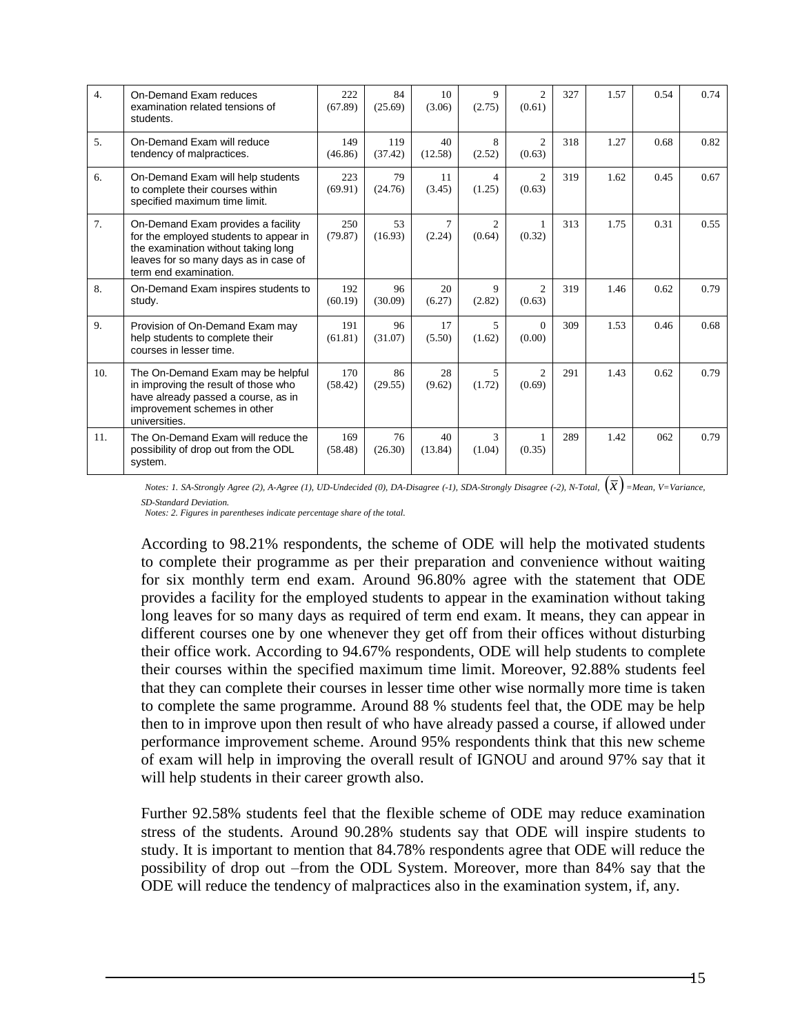| 4. | On-Demand Exam reduces examination related tensions of students. | 222 (67.89) | 84 (25.69) | 10 (3.06) | 9 (2.75) | 2 (0.61) | 327 | 1.57 | 0.54 | 0.74 |
|---|---|---|---|---|---|---|---|---|---|---|
| 5. | On-Demand Exam will reduce tendency of malpractices. | 149 (46.86) | 119 (37.42) | 40 (12.58) | 8 (2.52) | 2 (0.63) | 318 | 1.27 | 0.68 | 0.82 |
| 6. | On-Demand Exam will help students to complete their courses within specified maximum time limit. | 223 (69.91) | 79 (24.76) | 11 (3.45) | 4 (1.25) | 2 (0.63) | 319 | 1.62 | 0.45 | 0.67 |
| 7. | On-Demand Exam provides a facility for the employed students to appear in the examination without taking long leaves for so many days as in case of term end examination. | 250 (79.87) | 53 (16.93) | 7 (2.24) | 2 (0.64) | 1 (0.32) | 313 | 1.75 | 0.31 | 0.55 |
| 8. | On-Demand Exam inspires students to study. | 192 (60.19) | 96 (30.09) | 20 (6.27) | 9 (2.82) | 2 (0.63) | 319 | 1.46 | 0.62 | 0.79 |
| 9. | Provision of On-Demand Exam may help students to complete their courses in lesser time. | 191 (61.81) | 96 (31.07) | 17 (5.50) | 5 (1.62) | 0 (0.00) | 309 | 1.53 | 0.46 | 0.68 |
| 10. | The On-Demand Exam may be helpful in improving the result of those who have already passed a course, as in improvement schemes in other universities. | 170 (58.42) | 86 (29.55) | 28 (9.62) | 5 (1.72) | 2 (0.69) | 291 | 1.43 | 0.62 | 0.79 |
| 11. | The On-Demand Exam will reduce the possibility of drop out from the ODL system. | 169 (58.48) | 76 (26.30) | 40 (13.84) | 3 (1.04) | 1 (0.35) | 289 | 1.42 | 062 | 0.79 |

*Notes: 1. SA-Strongly Agree (2), A-Agree (1), UD-Undecided (0), DA-Disagree (-1), SDA-Strongly Disagree (-2), N-Total, $(\overline{X})$ =Mean, V=Variance, SD-Standard Deviation.*
*Notes: 2. Figures in parentheses indicate percentage share of the total.*

According to 98.21% respondents, the scheme of ODE will help the motivated students to complete their programme as per their preparation and convenience without waiting for six monthly term end exam. Around 96.80% agree with the statement that ODE provides a facility for the employed students to appear in the examination without taking long leaves for so many days as required of term end exam. It means, they can appear in different courses one by one whenever they get off from their offices without disturbing their office work. According to 94.67% respondents, ODE will help students to complete their courses within the specified maximum time limit. Moreover, 92.88% students feel that they can complete their courses in lesser time other wise normally more time is taken to complete the same programme. Around 88 % students feel that, the ODE may be help then to in improve upon then result of who have already passed a course, if allowed under performance improvement scheme. Around 95% respondents think that this new scheme of exam will help in improving the overall result of IGNOU and around 97% say that it will help students in their career growth also.

Further 92.58% students feel that the flexible scheme of ODE may reduce examination stress of the students. Around 90.28% students say that ODE will inspire students to study. It is important to mention that 84.78% respondents agree that ODE will reduce the possibility of drop out –from the ODL System. Moreover, more than 84% say that the ODE will reduce the tendency of malpractices also in the examination system, if, any.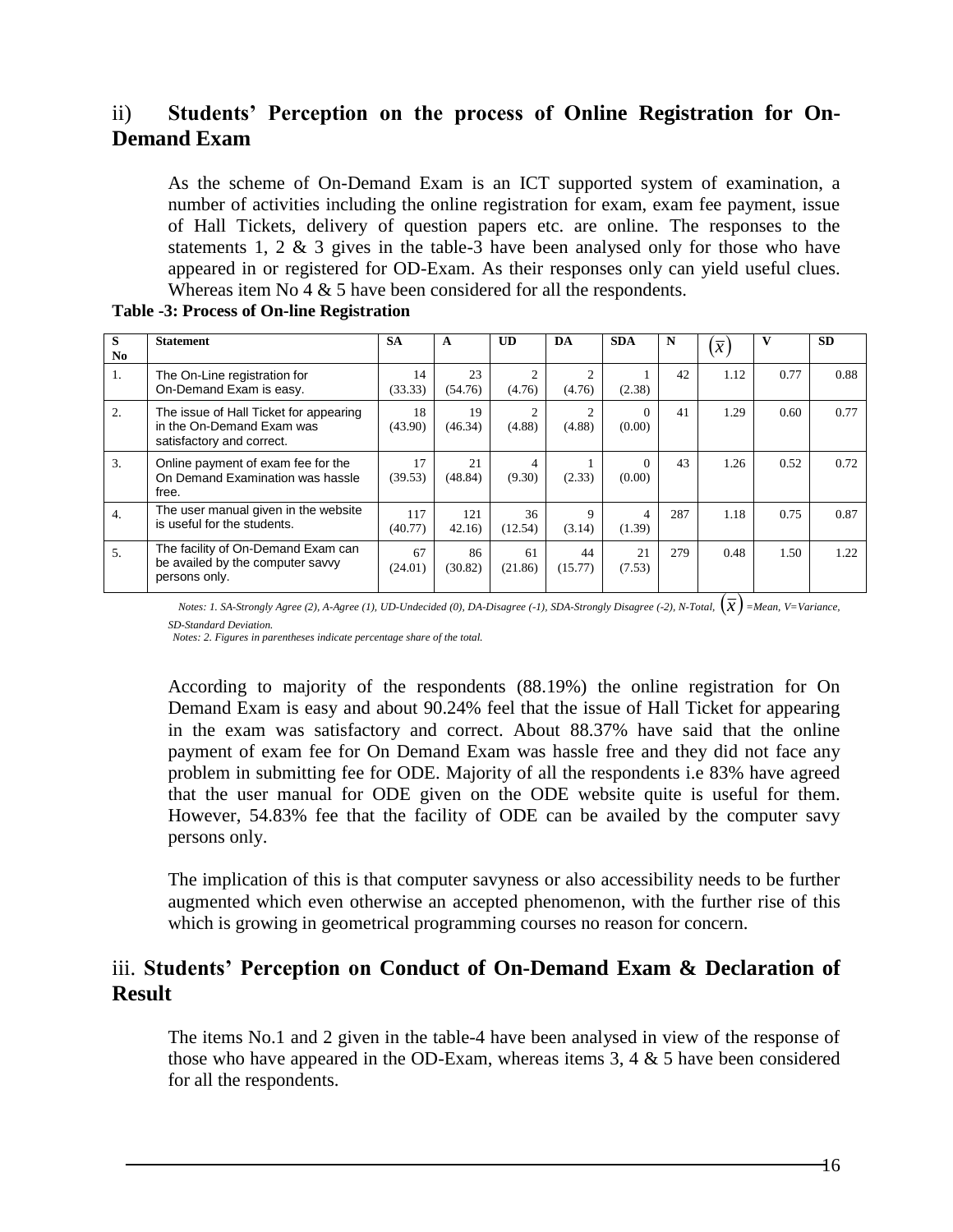## ii) **Students' Perception on the process of Online Registration for On-Demand Exam**

As the scheme of On-Demand Exam is an ICT supported system of examination, a number of activities including the online registration for exam, exam fee payment, issue of Hall Tickets, delivery of question papers etc. are online. The responses to the statements 1, 2 & 3 gives in the table-3 have been analysed only for those who have appeared in or registered for OD-Exam. As their responses only can yield useful clues. Whereas item No 4 & 5 have been considered for all the respondents.

**Table -3: Process of On-line Registration**

| S No | Statement | SA | A | UD | DA | SDA | N | $(\bar{x})$ | V | SD |
|---|---|---|---|---|---|---|---|---|---|---|
| 1. | The On-Line registration for On-Demand Exam is easy. | 14 (33.33) | 23 (54.76) | 2 (4.76) | 2 (4.76) | 1 (2.38) | 42 | 1.12 | 0.77 | 0.88 |
| 2. | The issue of Hall Ticket for appearing in the On-Demand Exam was satisfactory and correct. | 18 (43.90) | 19 (46.34) | 2 (4.88) | 2 (4.88) | 0 (0.00) | 41 | 1.29 | 0.60 | 0.77 |
| 3. | Online payment of exam fee for the On Demand Examination was hassle free. | 17 (39.53) | 21 (48.84) | 4 (9.30) | 1 (2.33) | 0 (0.00) | 43 | 1.26 | 0.52 | 0.72 |
| 4. | The user manual given in the website is useful for the students. | 117 (40.77) | 121 42.16) | 36 (12.54) | 9 (3.14) | 4 (1.39) | 287 | 1.18 | 0.75 | 0.87 |
| 5. | The facility of On-Demand Exam can be availed by the computer savvy persons only. | 67 (24.01) | 86 (30.82) | 61 (21.86) | 44 (15.77) | 21 (7.53) | 279 | 0.48 | 1.50 | 1.22 |

*Notes: 1. SA-Strongly Agree (2), A-Agree (1), UD-Undecided (0), DA-Disagree (-1), SDA-Strongly Disagree (-2), N-Total, $(\bar{x})$ =Mean, V=Variance, SD-Standard Deviation.*

*Notes: 2. Figures in parentheses indicate percentage share of the total.*

According to majority of the respondents (88.19%) the online registration for On Demand Exam is easy and about 90.24% feel that the issue of Hall Ticket for appearing in the exam was satisfactory and correct. About 88.37% have said that the online payment of exam fee for On Demand Exam was hassle free and they did not face any problem in submitting fee for ODE. Majority of all the respondents i.e 83% have agreed that the user manual for ODE given on the ODE website quite is useful for them. However, 54.83% fee that the facility of ODE can be availed by the computer savy persons only.

The implication of this is that computer savyness or also accessibility needs to be further augmented which even otherwise an accepted phenomenon, with the further rise of this which is growing in geometrical programming courses no reason for concern.

## iii. **Students' Perception on Conduct of On-Demand Exam & Declaration of Result**

The items No.1 and 2 given in the table-4 have been analysed in view of the response of those who have appeared in the OD-Exam, whereas items 3, 4 & 5 have been considered for all the respondents.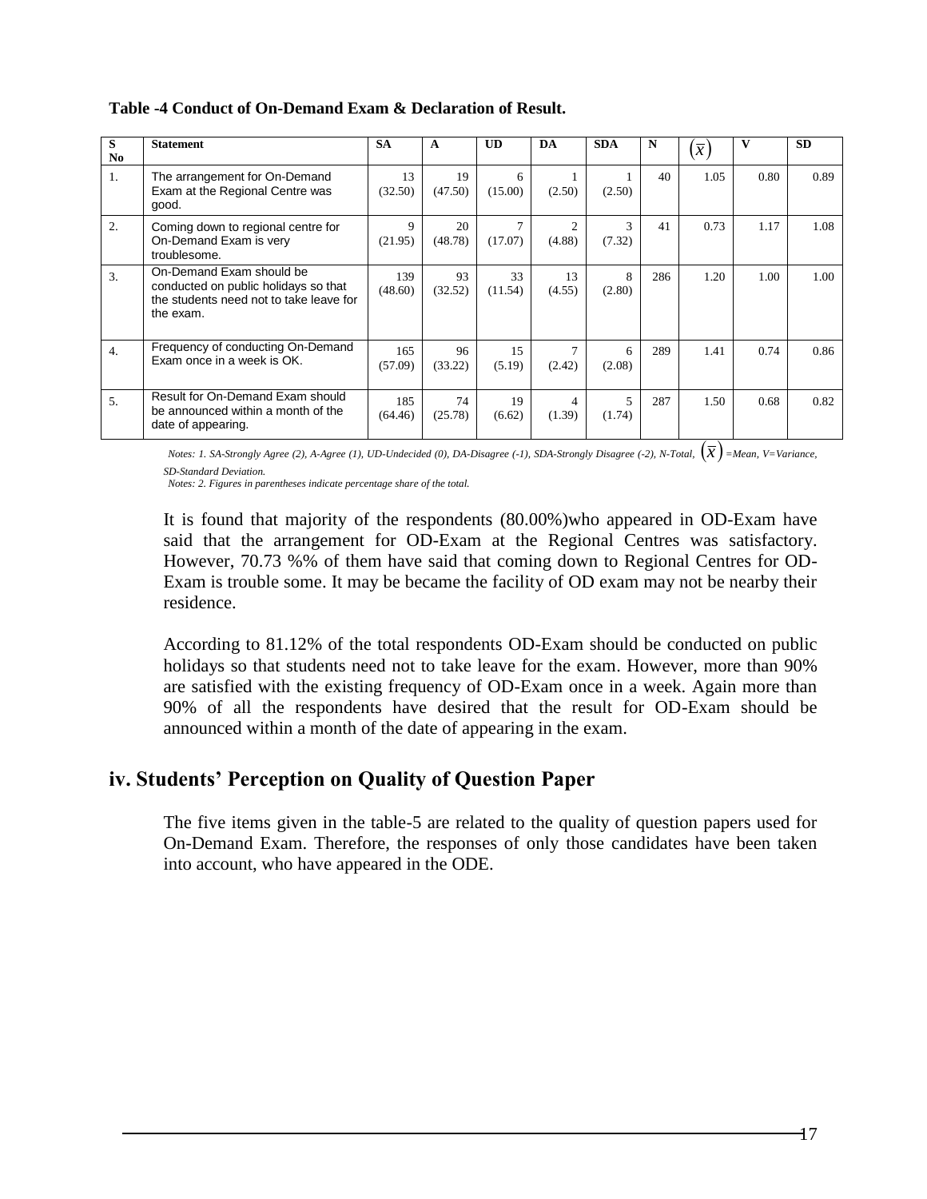**Table -4 Conduct of On-Demand Exam & Declaration of Result.**

| S No | Statement | SA | A | UD | DA | SDA | N | $(\overline{x})$ | V | SD |
|---|---|---|---|---|---|---|---|---|---|---|
| 1. | The arrangement for On-Demand Exam at the Regional Centre was good. | 13 (32.50) | 19 (47.50) | 6 (15.00) | 1 (2.50) | 1 (2.50) | 40 | 1.05 | 0.80 | 0.89 |
| 2. | Coming down to regional centre for On-Demand Exam is very troublesome. | 9 (21.95) | 20 (48.78) | 7 (17.07) | 2 (4.88) | 3 (7.32) | 41 | 0.73 | 1.17 | 1.08 |
| 3. | On-Demand Exam should be conducted on public holidays so that the students need not to take leave for the exam. | 139 (48.60) | 93 (32.52) | 33 (11.54) | 13 (4.55) | 8 (2.80) | 286 | 1.20 | 1.00 | 1.00 |
| 4. | Frequency of conducting On-Demand Exam once in a week is OK. | 165 (57.09) | 96 (33.22) | 15 (5.19) | 7 (2.42) | 6 (2.08) | 289 | 1.41 | 0.74 | 0.86 |
| 5. | Result for On-Demand Exam should be announced within a month of the date of appearing. | 185 (64.46) | 74 (25.78) | 19 (6.62) | 4 (1.39) | 5 (1.74) | 287 | 1.50 | 0.68 | 0.82 |

*Notes: 1. SA-Strongly Agree (2), A-Agree (1), UD-Undecided (0), DA-Disagree (-1), SDA-Strongly Disagree (-2), N-Total,* $(\overline{x})$ *=Mean, V=Variance, SD-Standard Deviation.*
*Notes: 2. Figures in parentheses indicate percentage share of the total.*

It is found that majority of the respondents (80.00%)who appeared in OD-Exam have said that the arrangement for OD-Exam at the Regional Centres was satisfactory. However, 70.73 %% of them have said that coming down to Regional Centres for OD-Exam is trouble some. It may be became the facility of OD exam may not be nearby their residence.

According to 81.12% of the total respondents OD-Exam should be conducted on public holidays so that students need not to take leave for the exam. However, more than 90% are satisfied with the existing frequency of OD-Exam once in a week. Again more than 90% of all the respondents have desired that the result for OD-Exam should be announced within a month of the date of appearing in the exam.

## iv. Students' Perception on Quality of Question Paper

The five items given in the table-5 are related to the quality of question papers used for On-Demand Exam. Therefore, the responses of only those candidates have been taken into account, who have appeared in the ODE.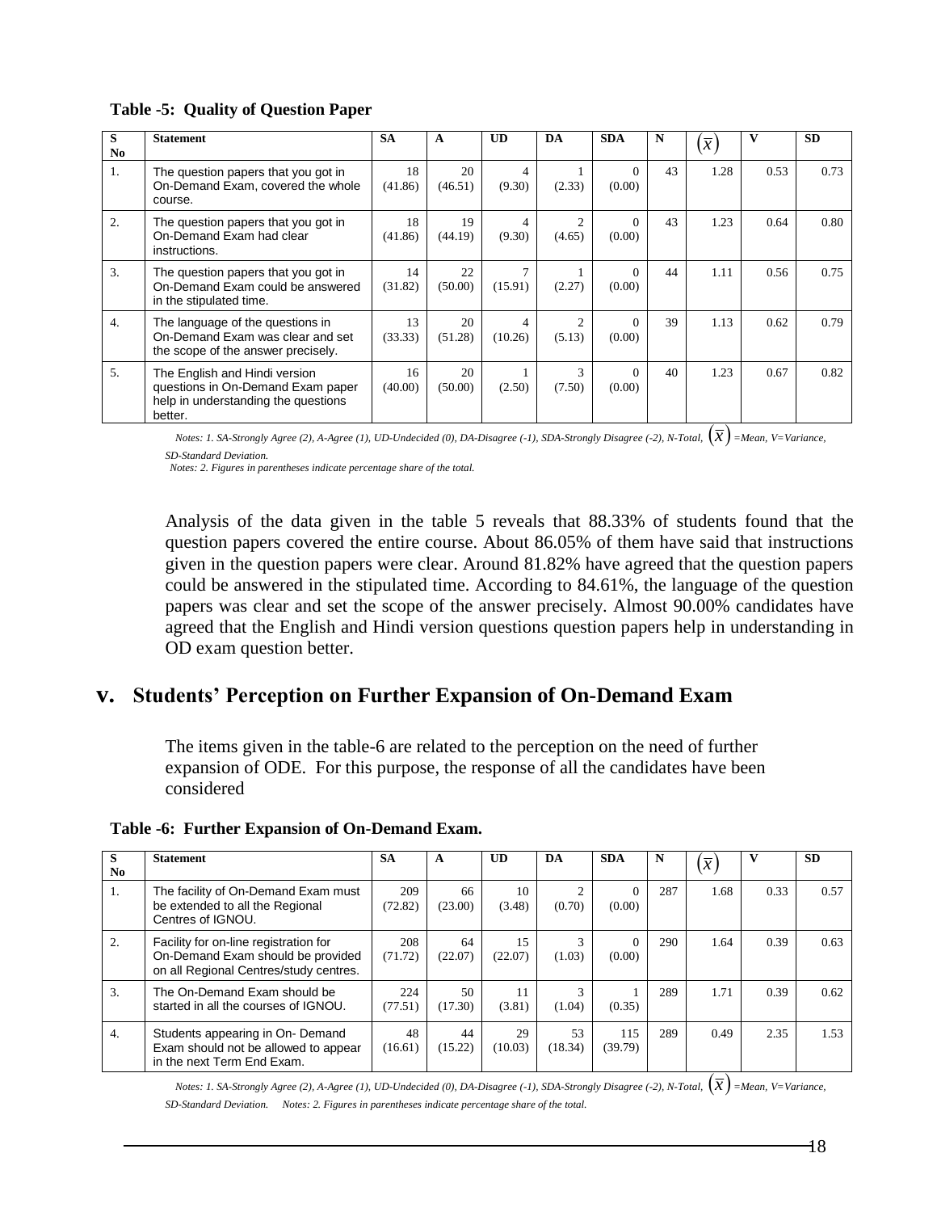**Table -5: Quality of Question Paper**

| S No | Statement | SA | A | UD | DA | SDA | N | $(\bar{x})$ | V | SD |
|---|---|---|---|---|---|---|---|---|---|---|
| 1. | The question papers that you got in On-Demand Exam, covered the whole course. | 18 (41.86) | 20 (46.51) | 4 (9.30) | 1 (2.33) | 0 (0.00) | 43 | 1.28 | 0.53 | 0.73 |
| 2. | The question papers that you got in On-Demand Exam had clear instructions. | 18 (41.86) | 19 (44.19) | 4 (9.30) | 2 (4.65) | 0 (0.00) | 43 | 1.23 | 0.64 | 0.80 |
| 3. | The question papers that you got in On-Demand Exam could be answered in the stipulated time. | 14 (31.82) | 22 (50.00) | 7 (15.91) | 1 (2.27) | 0 (0.00) | 44 | 1.11 | 0.56 | 0.75 |
| 4. | The language of the questions in On-Demand Exam was clear and set the scope of the answer precisely. | 13 (33.33) | 20 (51.28) | 4 (10.26) | 2 (5.13) | 0 (0.00) | 39 | 1.13 | 0.62 | 0.79 |
| 5. | The English and Hindi version questions in On-Demand Exam paper help in understanding the questions better. | 16 (40.00) | 20 (50.00) | 1 (2.50) | 3 (7.50) | 0 (0.00) | 40 | 1.23 | 0.67 | 0.82 |

*Notes: 1. SA-Strongly Agree (2), A-Agree (1), UD-Undecided (0), DA-Disagree (-1), SDA-Strongly Disagree (-2), N-Total, $(\bar{x})$ =Mean, V=Variance, SD-Standard Deviation.*
*Notes: 2. Figures in parentheses indicate percentage share of the total.*

Analysis of the data given in the table 5 reveals that 88.33% of students found that the question papers covered the entire course. About 86.05% of them have said that instructions given in the question papers were clear. Around 81.82% have agreed that the question papers could be answered in the stipulated time. According to 84.61%, the language of the question papers was clear and set the scope of the answer precisely. Almost 90.00% candidates have agreed that the English and Hindi version questions question papers help in understanding in OD exam question better.

## v. Students' Perception on Further Expansion of On-Demand Exam

The items given in the table-6 are related to the perception on the need of further expansion of ODE. For this purpose, the response of all the candidates have been considered

**Table -6: Further Expansion of On-Demand Exam.**

| S No | Statement | SA | A | UD | DA | SDA | N | $(\bar{x})$ | V | SD |
|---|---|---|---|---|---|---|---|---|---|---|
| 1. | The facility of On-Demand Exam must be extended to all the Regional Centres of IGNOU. | 209 (72.82) | 66 (23.00) | 10 (3.48) | 2 (0.70) | 0 (0.00) | 287 | 1.68 | 0.33 | 0.57 |
| 2. | Facility for on-line registration for On-Demand Exam should be provided on all Regional Centres/study centres. | 208 (71.72) | 64 (22.07) | 15 (22.07) | 3 (1.03) | 0 (0.00) | 290 | 1.64 | 0.39 | 0.63 |
| 3. | The On-Demand Exam should be started in all the courses of IGNOU. | 224 (77.51) | 50 (17.30) | 11 (3.81) | 3 (1.04) | 1 (0.35) | 289 | 1.71 | 0.39 | 0.62 |
| 4. | Students appearing in On- Demand Exam should not be allowed to appear in the next Term End Exam. | 48 (16.61) | 44 (15.22) | 29 (10.03) | 53 (18.34) | 115 (39.79) | 289 | 0.49 | 2.35 | 1.53 |

*Notes: 1. SA-Strongly Agree (2), A-Agree (1), UD-Undecided (0), DA-Disagree (-1), SDA-Strongly Disagree (-2), N-Total, $(\bar{x})$ =Mean, V=Variance, SD-Standard Deviation. Notes: 2. Figures in parentheses indicate percentage share of the total.*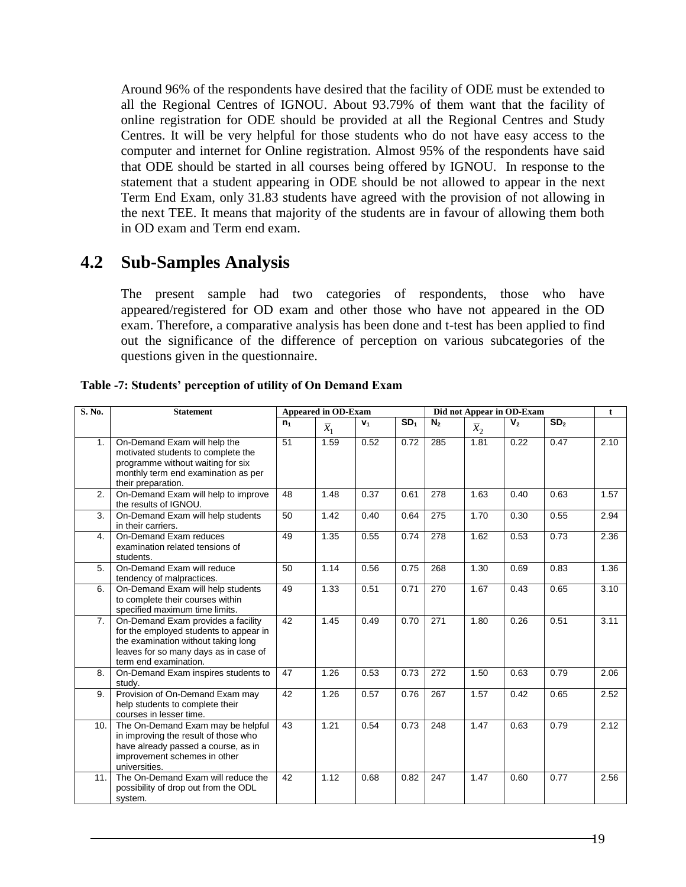Around 96% of the respondents have desired that the facility of ODE must be extended to all the Regional Centres of IGNOU. About 93.79% of them want that the facility of online registration for ODE should be provided at all the Regional Centres and Study Centres. It will be very helpful for those students who do not have easy access to the computer and internet for Online registration. Almost 95% of the respondents have said that ODE should be started in all courses being offered by IGNOU. In response to the statement that a student appearing in ODE should be not allowed to appear in the next Term End Exam, only 31.83 students have agreed with the provision of not allowing in the next TEE. It means that majority of the students are in favour of allowing them both in OD exam and Term end exam.

## 4.2 Sub-Samples Analysis

The present sample had two categories of respondents, those who have appeared/registered for OD exam and other those who have not appeared in the OD exam. Therefore, a comparative analysis has been done and t-test has been applied to find out the significance of the difference of perception on various subcategories of the questions given in the questionnaire.

**Table -7: Students' perception of utility of On Demand Exam**

| S. No. | Statement | Appeared in OD-Exam | | | | Did not Appear in OD-Exam | | | | t |
|---|---|---|---|---|---|---|---|---|---|---|
| | | $n_1$ | $\bar{x}_1$ | $v_1$ | $SD_1$ | $N_2$ | $\bar{x}_2$ | $V_2$ | $SD_2$ | |
| 1. | On-Demand Exam will help the motivated students to complete the programme without waiting for six monthly term end examination as per their preparation. | 51 | 1.59 | 0.52 | 0.72 | 285 | 1.81 | 0.22 | 0.47 | 2.10 |
| 2. | On-Demand Exam will help to improve the results of IGNOU. | 48 | 1.48 | 0.37 | 0.61 | 278 | 1.63 | 0.40 | 0.63 | 1.57 |
| 3. | On-Demand Exam will help students in their carriers. | 50 | 1.42 | 0.40 | 0.64 | 275 | 1.70 | 0.30 | 0.55 | 2.94 |
| 4. | On-Demand Exam reduces examination related tensions of students. | 49 | 1.35 | 0.55 | 0.74 | 278 | 1.62 | 0.53 | 0.73 | 2.36 |
| 5. | On-Demand Exam will reduce tendency of malpractices. | 50 | 1.14 | 0.56 | 0.75 | 268 | 1.30 | 0.69 | 0.83 | 1.36 |
| 6. | On-Demand Exam will help students to complete their courses within specified maximum time limits. | 49 | 1.33 | 0.51 | 0.71 | 270 | 1.67 | 0.43 | 0.65 | 3.10 |
| 7. | On-Demand Exam provides a facility for the employed students to appear in the examination without taking long leaves for so many days as in case of term end examination. | 42 | 1.45 | 0.49 | 0.70 | 271 | 1.80 | 0.26 | 0.51 | 3.11 |
| 8. | On-Demand Exam inspires students to study. | 47 | 1.26 | 0.53 | 0.73 | 272 | 1.50 | 0.63 | 0.79 | 2.06 |
| 9. | Provision of On-Demand Exam may help students to complete their courses in lesser time. | 42 | 1.26 | 0.57 | 0.76 | 267 | 1.57 | 0.42 | 0.65 | 2.52 |
| 10. | The On-Demand Exam may be helpful in improving the result of those who have already passed a course, as in improvement schemes in other universities. | 43 | 1.21 | 0.54 | 0.73 | 248 | 1.47 | 0.63 | 0.79 | 2.12 |
| 11. | The On-Demand Exam will reduce the possibility of drop out from the ODL system. | 42 | 1.12 | 0.68 | 0.82 | 247 | 1.47 | 0.60 | 0.77 | 2.56 |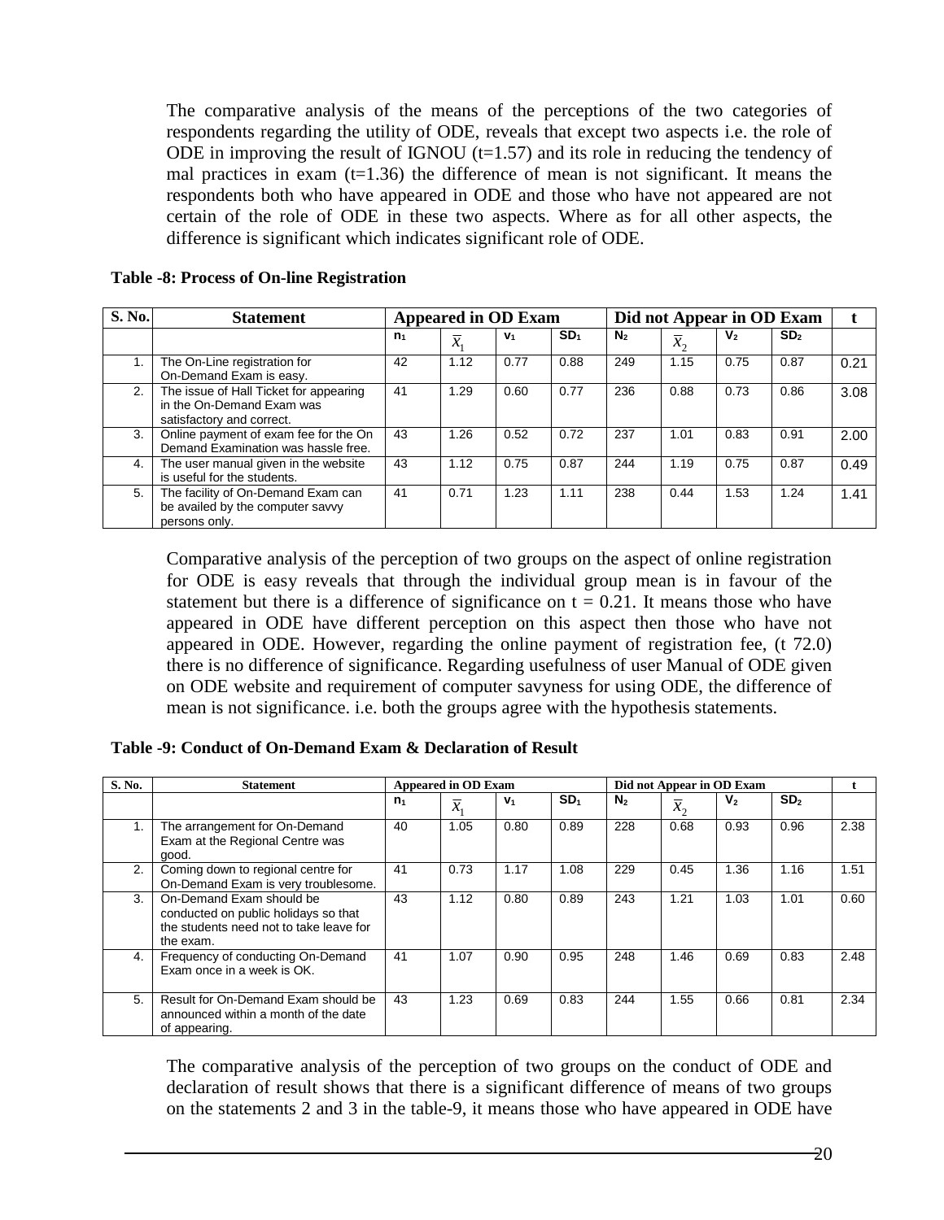The comparative analysis of the means of the perceptions of the two categories of respondents regarding the utility of ODE, reveals that except two aspects i.e. the role of ODE in improving the result of IGNOU (t=1.57) and its role in reducing the tendency of mal practices in exam (t=1.36) the difference of mean is not significant. It means the respondents both who have appeared in ODE and those who have not appeared are not certain of the role of ODE in these two aspects. Where as for all other aspects, the difference is significant which indicates significant role of ODE.

**Table -8: Process of On-line Registration**

| S. No. | Statement | Appeared in OD Exam | | | | Did not Appear in OD Exam | | | | t |
|---|---|---|---|---|---|---|---|---|---|---|
| | | $n_1$ | $\bar{x}_1$ | $v_1$ | $SD_1$ | $N_2$ | $\bar{x}_2$ | $V_2$ | $SD_2$ | |
| 1. | The On-Line registration for On-Demand Exam is easy. | 42 | 1.12 | 0.77 | 0.88 | 249 | 1.15 | 0.75 | 0.87 | 0.21 |
| 2. | The issue of Hall Ticket for appearing in the On-Demand Exam was satisfactory and correct. | 41 | 1.29 | 0.60 | 0.77 | 236 | 0.88 | 0.73 | 0.86 | 3.08 |
| 3. | Online payment of exam fee for the On Demand Examination was hassle free. | 43 | 1.26 | 0.52 | 0.72 | 237 | 1.01 | 0.83 | 0.91 | 2.00 |
| 4. | The user manual given in the website is useful for the students. | 43 | 1.12 | 0.75 | 0.87 | 244 | 1.19 | 0.75 | 0.87 | 0.49 |
| 5. | The facility of On-Demand Exam can be availed by the computer savvy persons only. | 41 | 0.71 | 1.23 | 1.11 | 238 | 0.44 | 1.53 | 1.24 | 1.41 |

Comparative analysis of the perception of two groups on the aspect of online registration for ODE is easy reveals that through the individual group mean is in favour of the statement but there is a difference of significance on t = 0.21. It means those who have appeared in ODE have different perception on this aspect then those who have not appeared in ODE. However, regarding the online payment of registration fee, (t 72.0) there is no difference of significance. Regarding usefulness of user Manual of ODE given on ODE website and requirement of computer savyness for using ODE, the difference of mean is not significance. i.e. both the groups agree with the hypothesis statements.

**Table -9: Conduct of On-Demand Exam & Declaration of Result**

| S. No. | Statement | Appeared in OD Exam | | | | Did not Appear in OD Exam | | | | t |
|---|---|---|---|---|---|---|---|---|---|---|
| | | $n_1$ | $\bar{x}_1$ | $v_1$ | $SD_1$ | $N_2$ | $\bar{x}_2$ | $V_2$ | $SD_2$ | |
| 1. | The arrangement for On-Demand Exam at the Regional Centre was good. | 40 | 1.05 | 0.80 | 0.89 | 228 | 0.68 | 0.93 | 0.96 | 2.38 |
| 2. | Coming down to regional centre for On-Demand Exam is very troublesome. | 41 | 0.73 | 1.17 | 1.08 | 229 | 0.45 | 1.36 | 1.16 | 1.51 |
| 3. | On-Demand Exam should be conducted on public holidays so that the students need not to take leave for the exam. | 43 | 1.12 | 0.80 | 0.89 | 243 | 1.21 | 1.03 | 1.01 | 0.60 |
| 4. | Frequency of conducting On-Demand Exam once in a week is OK. | 41 | 1.07 | 0.90 | 0.95 | 248 | 1.46 | 0.69 | 0.83 | 2.48 |
| 5. | Result for On-Demand Exam should be announced within a month of the date of appearing. | 43 | 1.23 | 0.69 | 0.83 | 244 | 1.55 | 0.66 | 0.81 | 2.34 |

The comparative analysis of the perception of two groups on the conduct of ODE and declaration of result shows that there is a significant difference of means of two groups on the statements 2 and 3 in the table-9, it means those who have appeared in ODE have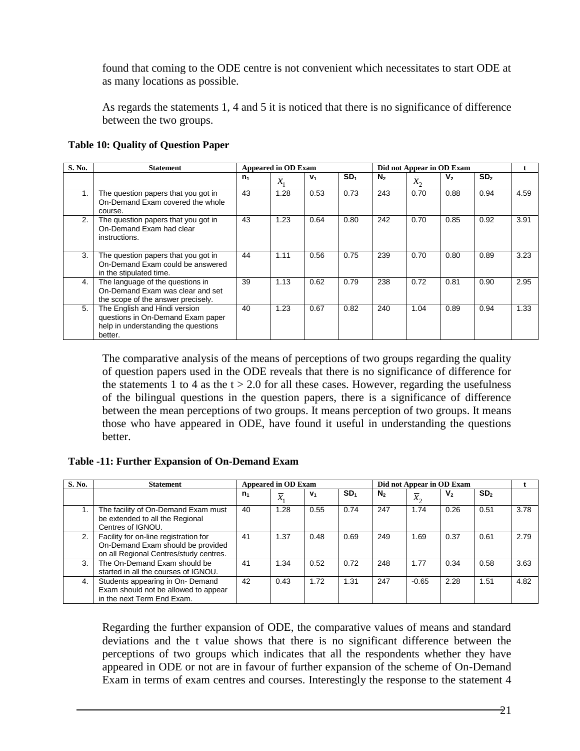found that coming to the ODE centre is not convenient which necessitates to start ODE at as many locations as possible.

As regards the statements 1, 4 and 5 it is noticed that there is no significance of difference between the two groups.

**Table 10: Quality of Question Paper**

| S. No. | Statement | Appeared in OD Exam | | | | Did not Appear in OD Exam | | | | t |
|---|---|---|---|---|---|---|---|---|---|---|
| | | $n_1$ | $\bar{x}_1$ | $v_1$ | $SD_1$ | $N_2$ | $\bar{x}_2$ | $V_2$ | $SD_2$ | |
| 1. | The question papers that you got in On-Demand Exam covered the whole course. | 43 | 1.28 | 0.53 | 0.73 | 243 | 0.70 | 0.88 | 0.94 | 4.59 |
| 2. | The question papers that you got in On-Demand Exam had clear instructions. | 43 | 1.23 | 0.64 | 0.80 | 242 | 0.70 | 0.85 | 0.92 | 3.91 |
| 3. | The question papers that you got in On-Demand Exam could be answered in the stipulated time. | 44 | 1.11 | 0.56 | 0.75 | 239 | 0.70 | 0.80 | 0.89 | 3.23 |
| 4. | The language of the questions in On-Demand Exam was clear and set the scope of the answer precisely. | 39 | 1.13 | 0.62 | 0.79 | 238 | 0.72 | 0.81 | 0.90 | 2.95 |
| 5. | The English and Hindi version questions in On-Demand Exam paper help in understanding the questions better. | 40 | 1.23 | 0.67 | 0.82 | 240 | 1.04 | 0.89 | 0.94 | 1.33 |

The comparative analysis of the means of perceptions of two groups regarding the quality of question papers used in the ODE reveals that there is no significance of difference for the statements 1 to 4 as the $t > 2.0$ for all these cases. However, regarding the usefulness of the bilingual questions in the question papers, there is a significance of difference between the mean perceptions of two groups. It means perception of two groups. It means those who have appeared in ODE, have found it useful in understanding the questions better.

**Table -11: Further Expansion of On-Demand Exam**

| S. No. | Statement | Appeared in OD Exam | | | | Did not Appear in OD Exam | | | | t |
|---|---|---|---|---|---|---|---|---|---|---|
| | | $n_1$ | $\bar{x}_1$ | $v_1$ | $SD_1$ | $N_2$ | $\bar{x}_2$ | $V_2$ | $SD_2$ | |
| 1. | The facility of On-Demand Exam must be extended to all the Regional Centres of IGNOU. | 40 | 1.28 | 0.55 | 0.74 | 247 | 1.74 | 0.26 | 0.51 | 3.78 |
| 2. | Facility for on-line registration for On-Demand Exam should be provided on all Regional Centres/study centres. | 41 | 1.37 | 0.48 | 0.69 | 249 | 1.69 | 0.37 | 0.61 | 2.79 |
| 3. | The On-Demand Exam should be started in all the courses of IGNOU. | 41 | 1.34 | 0.52 | 0.72 | 248 | 1.77 | 0.34 | 0.58 | 3.63 |
| 4. | Students appearing in On- Demand Exam should not be allowed to appear in the next Term End Exam. | 42 | 0.43 | 1.72 | 1.31 | 247 | -0.65 | 2.28 | 1.51 | 4.82 |

Regarding the further expansion of ODE, the comparative values of means and standard deviations and the t value shows that there is no significant difference between the perceptions of two groups which indicates that all the respondents whether they have appeared in ODE or not are in favour of further expansion of the scheme of On-Demand Exam in terms of exam centres and courses. Interestingly the response to the statement 4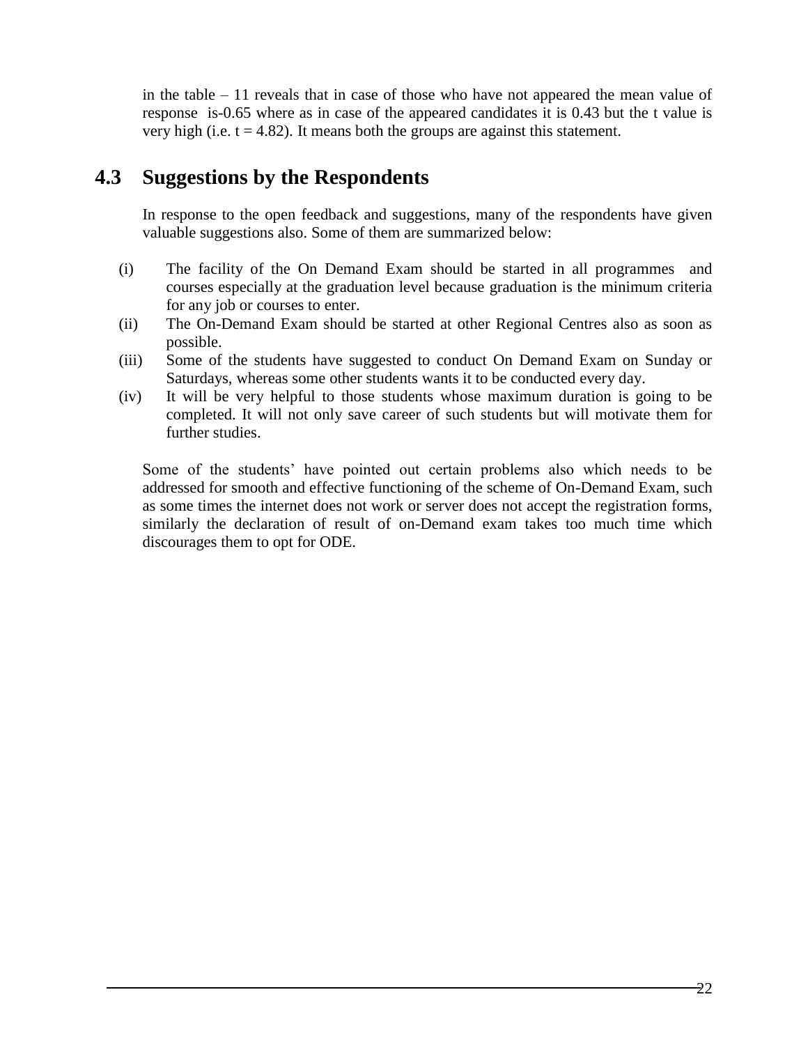in the table – 11 reveals that in case of those who have not appeared the mean value of response is-0.65 where as in case of the appeared candidates it is 0.43 but the t value is very high (i.e. $t = 4.82$). It means both the groups are against this statement.

## 4.3 Suggestions by the Respondents

In response to the open feedback and suggestions, many of the respondents have given valuable suggestions also. Some of them are summarized below:

(i) The facility of the On Demand Exam should be started in all programmes and courses especially at the graduation level because graduation is the minimum criteria for any job or courses to enter.

(ii) The On-Demand Exam should be started at other Regional Centres also as soon as possible.

(iii) Some of the students have suggested to conduct On Demand Exam on Sunday or Saturdays, whereas some other students wants it to be conducted every day.

(iv) It will be very helpful to those students whose maximum duration is going to be completed. It will not only save career of such students but will motivate them for further studies.

Some of the students' have pointed out certain problems also which needs to be addressed for smooth and effective functioning of the scheme of On-Demand Exam, such as some times the internet does not work or server does not accept the registration forms, similarly the declaration of result of on-Demand exam takes too much time which discourages them to opt for ODE.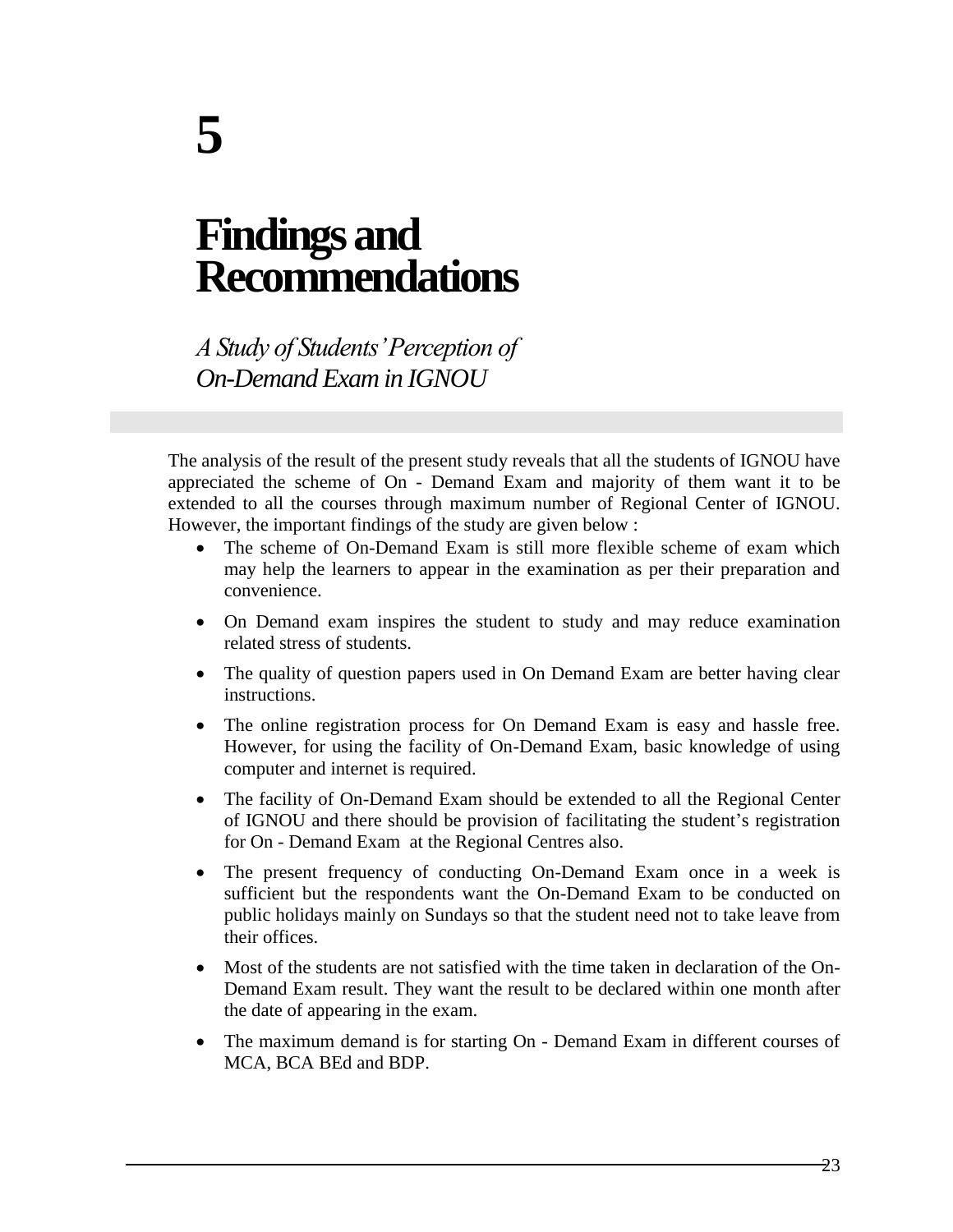# 5

# Findings and Recommendations

*A Study of Students' Perception of On-Demand Exam in IGNOU*

The analysis of the result of the present study reveals that all the students of IGNOU have appreciated the scheme of On - Demand Exam and majority of them want it to be extended to all the courses through maximum number of Regional Center of IGNOU. However, the important findings of the study are given below :

- The scheme of On-Demand Exam is still more flexible scheme of exam which may help the learners to appear in the examination as per their preparation and convenience.
- On Demand exam inspires the student to study and may reduce examination related stress of students.
- The quality of question papers used in On Demand Exam are better having clear instructions.
- The online registration process for On Demand Exam is easy and hassle free. However, for using the facility of On-Demand Exam, basic knowledge of using computer and internet is required.
- The facility of On-Demand Exam should be extended to all the Regional Center of IGNOU and there should be provision of facilitating the student's registration for On - Demand Exam at the Regional Centres also.
- The present frequency of conducting On-Demand Exam once in a week is sufficient but the respondents want the On-Demand Exam to be conducted on public holidays mainly on Sundays so that the student need not to take leave from their offices.
- Most of the students are not satisfied with the time taken in declaration of the On-Demand Exam result. They want the result to be declared within one month after the date of appearing in the exam.
- The maximum demand is for starting On - Demand Exam in different courses of MCA, BCA BEd and BDP.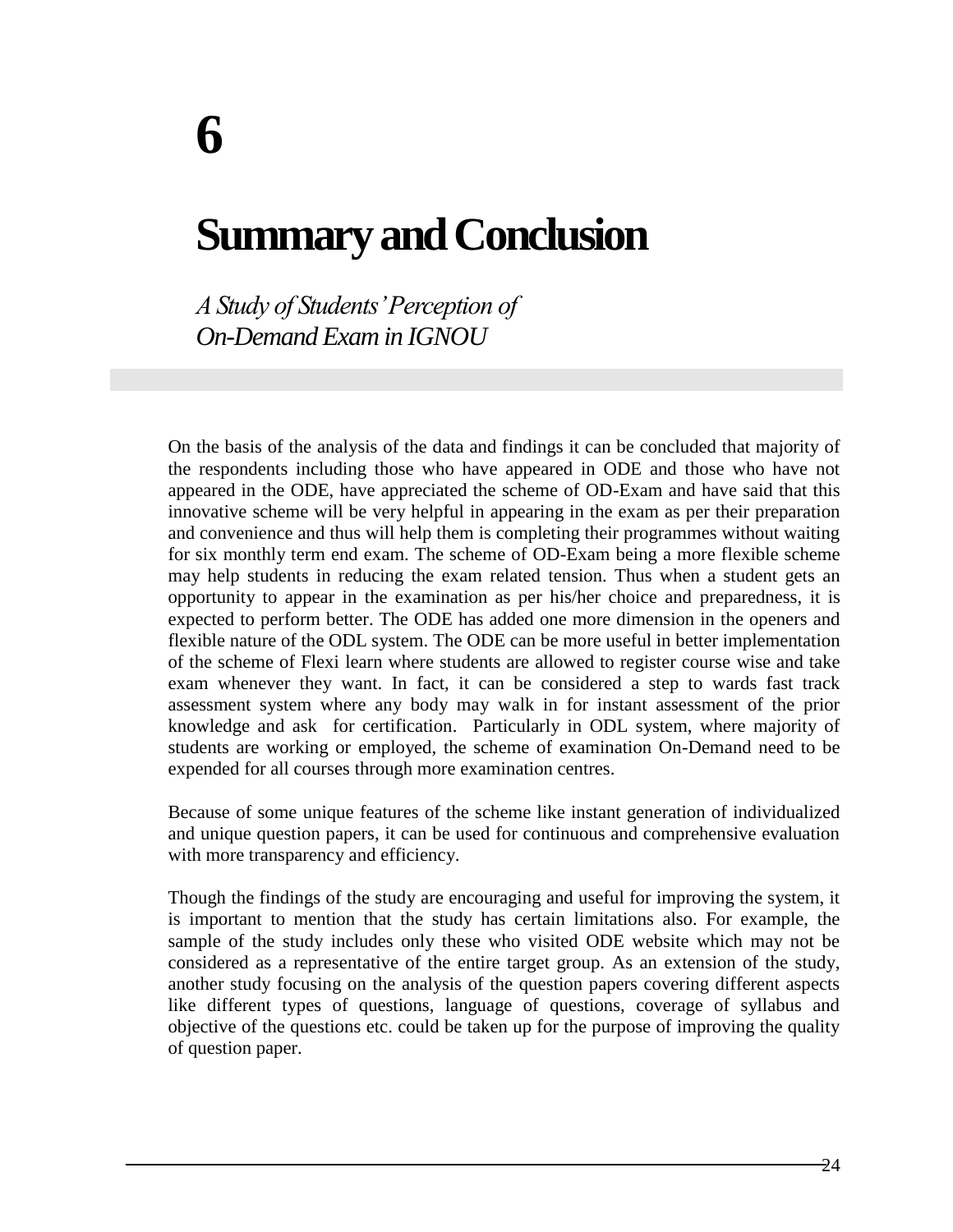# 6

# Summary and Conclusion

*A Study of Students' Perception of On-Demand Exam in IGNOU*

On the basis of the analysis of the data and findings it can be concluded that majority of the respondents including those who have appeared in ODE and those who have not appeared in the ODE, have appreciated the scheme of OD-Exam and have said that this innovative scheme will be very helpful in appearing in the exam as per their preparation and convenience and thus will help them is completing their programmes without waiting for six monthly term end exam. The scheme of OD-Exam being a more flexible scheme may help students in reducing the exam related tension. Thus when a student gets an opportunity to appear in the examination as per his/her choice and preparedness, it is expected to perform better. The ODE has added one more dimension in the openers and flexible nature of the ODL system. The ODE can be more useful in better implementation of the scheme of Flexi learn where students are allowed to register course wise and take exam whenever they want. In fact, it can be considered a step to wards fast track assessment system where any body may walk in for instant assessment of the prior knowledge and ask for certification. Particularly in ODL system, where majority of students are working or employed, the scheme of examination On-Demand need to be expended for all courses through more examination centres.

Because of some unique features of the scheme like instant generation of individualized and unique question papers, it can be used for continuous and comprehensive evaluation with more transparency and efficiency.

Though the findings of the study are encouraging and useful for improving the system, it is important to mention that the study has certain limitations also. For example, the sample of the study includes only these who visited ODE website which may not be considered as a representative of the entire target group. As an extension of the study, another study focusing on the analysis of the question papers covering different aspects like different types of questions, language of questions, coverage of syllabus and objective of the questions etc. could be taken up for the purpose of improving the quality of question paper.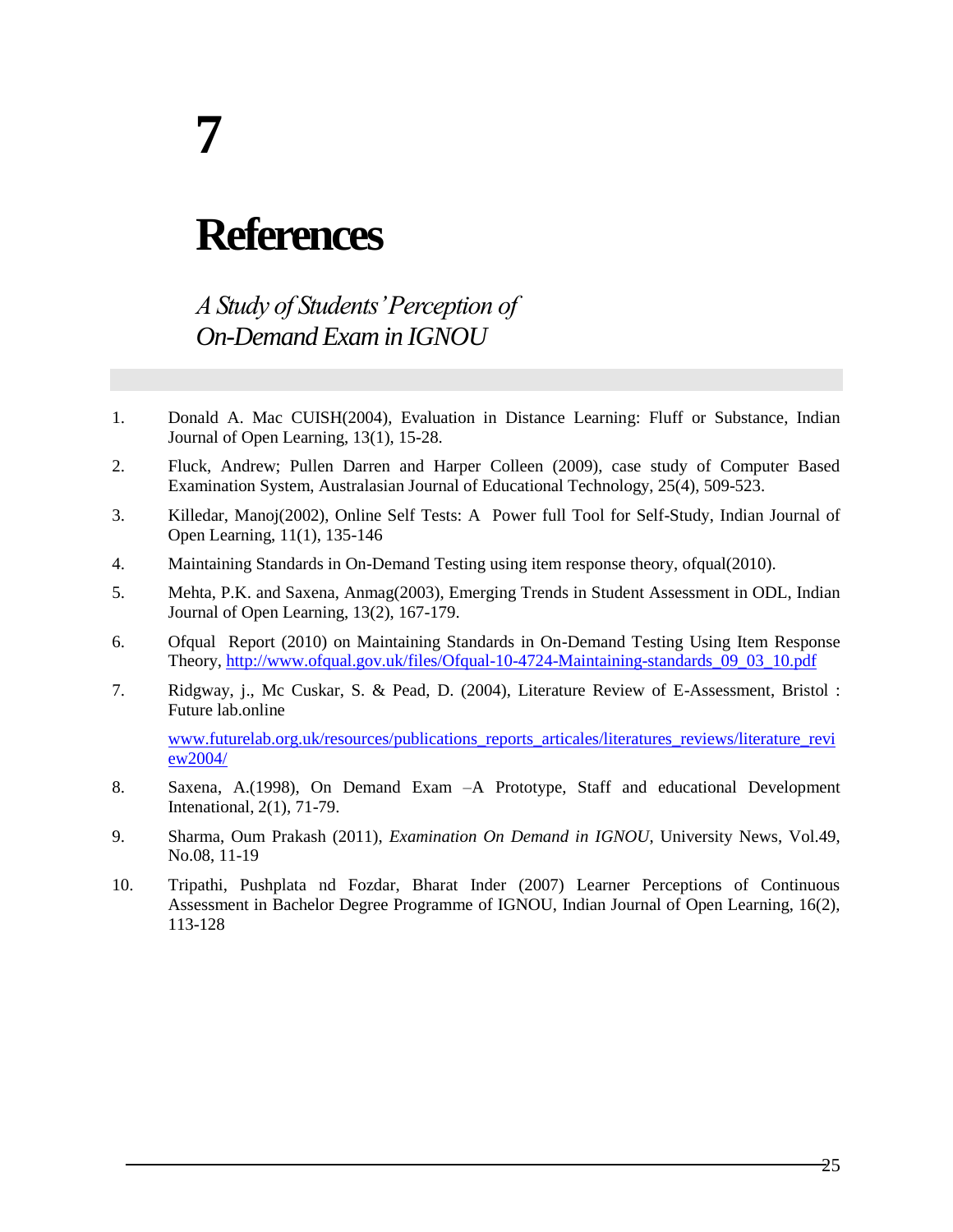# 7

# References

*A Study of Students' Perception of On-Demand Exam in IGNOU*

1. Donald A. Mac CUISH(2004), Evaluation in Distance Learning: Fluff or Substance, Indian Journal of Open Learning, 13(1), 15-28.
2. Fluck, Andrew; Pullen Darren and Harper Colleen (2009), case study of Computer Based Examination System, Australasian Journal of Educational Technology, 25(4), 509-523.
3. Killedar, Manoj(2002), Online Self Tests: A Power full Tool for Self-Study, Indian Journal of Open Learning, 11(1), 135-146
4. Maintaining Standards in On-Demand Testing using item response theory, ofqual(2010).
5. Mehta, P.K. and Saxena, Anmag(2003), Emerging Trends in Student Assessment in ODL, Indian Journal of Open Learning, 13(2), 167-179.
6. Ofqual Report (2010) on Maintaining Standards in On-Demand Testing Using Item Response Theory, http://www.ofqual.gov.uk/files/Ofqual-10-4724-Maintaining-standards_09_03_10.pdf
7. Ridgway, j., Mc Cuskar, S. & Pead, D. (2004), Literature Review of E-Assessment, Bristol : Future lab.online

   www.futurelab.org.uk/resources/publications_reports_articales/literatures_reviews/literature_review2004/
8. Saxena, A.(1998), On Demand Exam –A Prototype, Staff and educational Development Intenational, 2(1), 71-79.
9. Sharma, Oum Prakash (2011), *Examination On Demand in IGNOU*, University News, Vol.49, No.08, 11-19
10. Tripathi, Pushplata nd Fozdar, Bharat Inder (2007) Learner Perceptions of Continuous Assessment in Bachelor Degree Programme of IGNOU, Indian Journal of Open Learning, 16(2), 113-128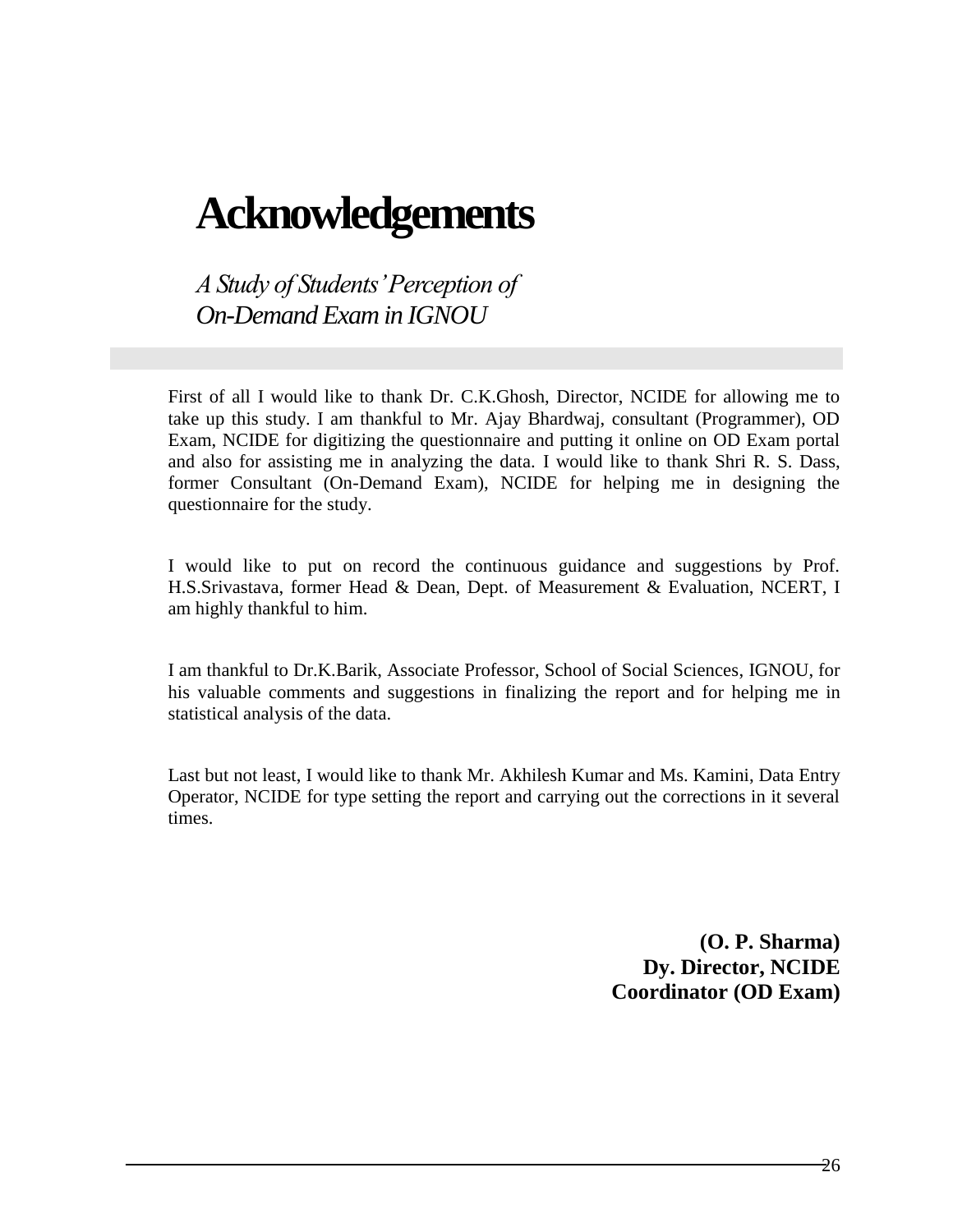# Acknowledgements

*A Study of Students' Perception of On-Demand Exam in IGNOU*

First of all I would like to thank Dr. C.K.Ghosh, Director, NCIDE for allowing me to take up this study. I am thankful to Mr. Ajay Bhardwaj, consultant (Programmer), OD Exam, NCIDE for digitizing the questionnaire and putting it online on OD Exam portal and also for assisting me in analyzing the data. I would like to thank Shri R. S. Dass, former Consultant (On-Demand Exam), NCIDE for helping me in designing the questionnaire for the study.

I would like to put on record the continuous guidance and suggestions by Prof. H.S.Srivastava, former Head & Dean, Dept. of Measurement & Evaluation, NCERT, I am highly thankful to him.

I am thankful to Dr.K.Barik, Associate Professor, School of Social Sciences, IGNOU, for his valuable comments and suggestions in finalizing the report and for helping me in statistical analysis of the data.

Last but not least, I would like to thank Mr. Akhilesh Kumar and Ms. Kamini, Data Entry Operator, NCIDE for type setting the report and carrying out the corrections in it several times.

**(O. P. Sharma)**
**Dy. Director, NCIDE**
**Coordinator (OD Exam)**